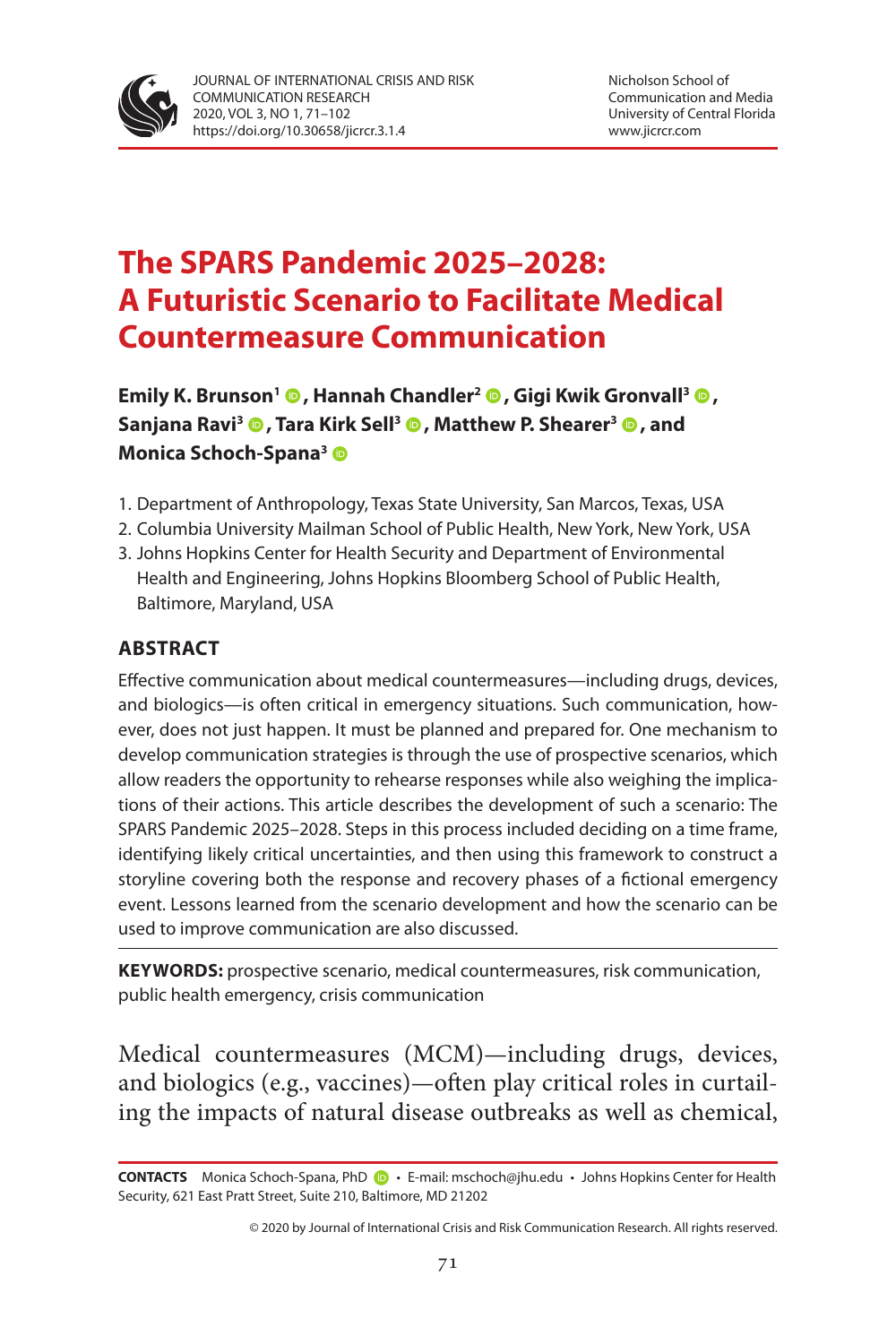# The SPARS Pandemic 2025–2028: A Futuristic Scenario to Facilitate Medical Countermeasure Communication

**Emily K. Brunson[1], Hannah Chandler[2], Gigi Kwik Gronvall[3], Sanjana Ravi[3], Tara Kirk Sell[3], Matthew P. Shearer[3], and Monica Schoch-Spana[3]**

1. Department of Anthropology, Texas State University, San Marcos, Texas, USA
2. Columbia University Mailman School of Public Health, New York, New York, USA
3. Johns Hopkins Center for Health Security and Department of Environmental Health and Engineering, Johns Hopkins Bloomberg School of Public Health, Baltimore, Maryland, USA

## ABSTRACT

Effective communication about medical countermeasures—including drugs, devices, and biologics—is often critical in emergency situations. Such communication, however, does not just happen. It must be planned and prepared for. One mechanism to develop communication strategies is through the use of prospective scenarios, which allow readers the opportunity to rehearse responses while also weighing the implications of their actions. This article describes the development of such a scenario: The SPARS Pandemic 2025–2028. Steps in this process included deciding on a time frame, identifying likely critical uncertainties, and then using this framework to construct a storyline covering both the response and recovery phases of a fictional emergency event. Lessons learned from the scenario development and how the scenario can be used to improve communication are also discussed.

**KEYWORDS:** prospective scenario, medical countermeasures, risk communication, public health emergency, crisis communication

Medical countermeasures (MCM)—including drugs, devices, and biologics (e.g., vaccines)—often play critical roles in curtailing the impacts of natural disease outbreaks as well as chemical,

**CONTACTS** Monica Schoch-Spana, PhD • E-mail: mschoch@jhu.edu • Johns Hopkins Center for Health Security, 621 East Pratt Street, Suite 210, Baltimore, MD 21202

© 2020 by Journal of International Crisis and Risk Communication Research. All rights reserved.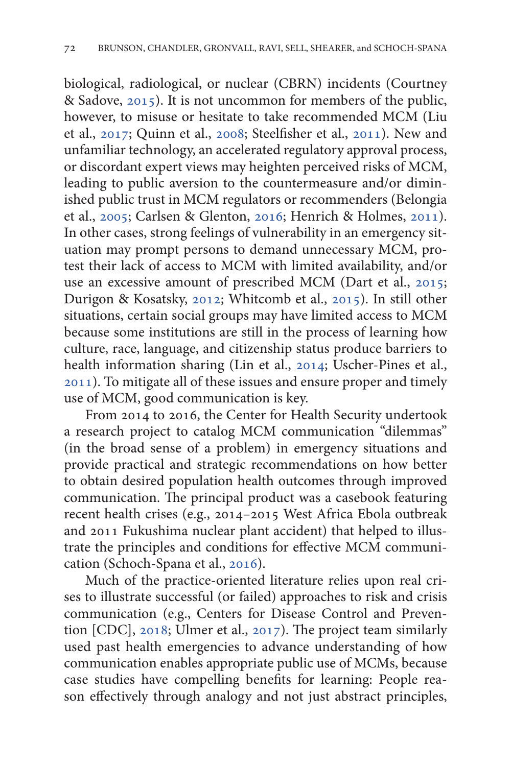biological, radiological, or nuclear (CBRN) incidents (Courtney & Sadove, 2015). It is not uncommon for members of the public, however, to misuse or hesitate to take recommended MCM (Liu et al., 2017; Quinn et al., 2008; Steelfisher et al., 2011). New and unfamiliar technology, an accelerated regulatory approval process, or discordant expert views may heighten perceived risks of MCM, leading to public aversion to the countermeasure and/or diminished public trust in MCM regulators or recommenders (Belongia et al., 2005; Carlsen & Glenton, 2016; Henrich & Holmes, 2011). In other cases, strong feelings of vulnerability in an emergency situation may prompt persons to demand unnecessary MCM, protest their lack of access to MCM with limited availability, and/or use an excessive amount of prescribed MCM (Dart et al., 2015; Durigon & Kosatsky, 2012; Whitcomb et al., 2015). In still other situations, certain social groups may have limited access to MCM because some institutions are still in the process of learning how culture, race, language, and citizenship status produce barriers to health information sharing (Lin et al., 2014; Uscher-Pines et al., 2011). To mitigate all of these issues and ensure proper and timely use of MCM, good communication is key.

From 2014 to 2016, the Center for Health Security undertook a research project to catalog MCM communication "dilemmas" (in the broad sense of a problem) in emergency situations and provide practical and strategic recommendations on how better to obtain desired population health outcomes through improved communication. The principal product was a casebook featuring recent health crises (e.g., 2014–2015 West Africa Ebola outbreak and 2011 Fukushima nuclear plant accident) that helped to illustrate the principles and conditions for effective MCM communication (Schoch-Spana et al., 2016).

Much of the practice-oriented literature relies upon real crises to illustrate successful (or failed) approaches to risk and crisis communication (e.g., Centers for Disease Control and Prevention [CDC], 2018; Ulmer et al., 2017). The project team similarly used past health emergencies to advance understanding of how communication enables appropriate public use of MCMs, because case studies have compelling benefits for learning: People reason effectively through analogy and not just abstract principles,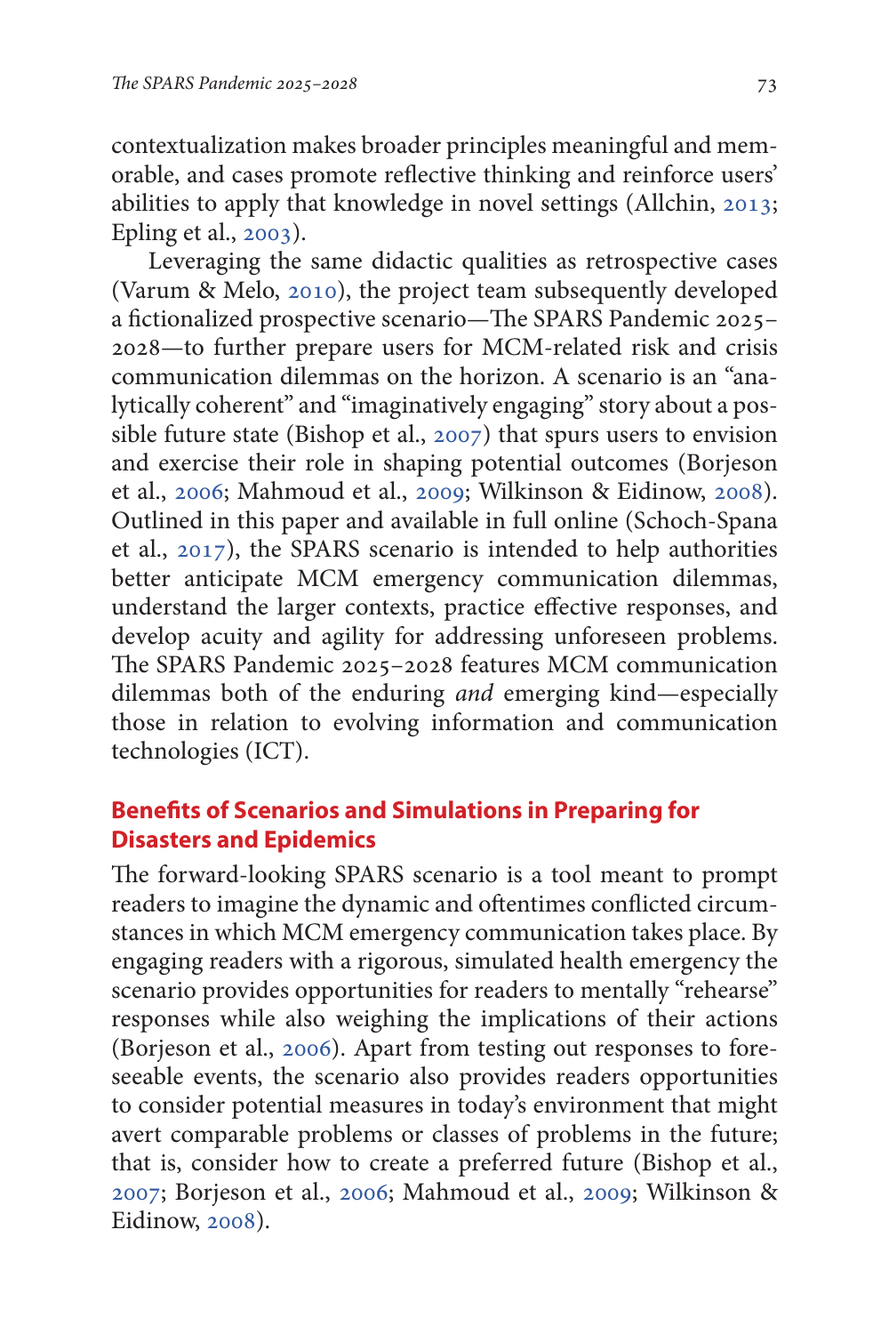contextualization makes broader principles meaningful and memorable, and cases promote reflective thinking and reinforce users' abilities to apply that knowledge in novel settings (Allchin, 2013; Epling et al., 2003).

Leveraging the same didactic qualities as retrospective cases (Varum & Melo, 2010), the project team subsequently developed a fictionalized prospective scenario—The SPARS Pandemic 2025–2028—to further prepare users for MCM-related risk and crisis communication dilemmas on the horizon. A scenario is an "analytically coherent" and "imaginatively engaging" story about a possible future state (Bishop et al., 2007) that spurs users to envision and exercise their role in shaping potential outcomes (Borjeson et al., 2006; Mahmoud et al., 2009; Wilkinson & Eidinow, 2008). Outlined in this paper and available in full online (Schoch-Spana et al., 2017), the SPARS scenario is intended to help authorities better anticipate MCM emergency communication dilemmas, understand the larger contexts, practice effective responses, and develop acuity and agility for addressing unforeseen problems. The SPARS Pandemic 2025–2028 features MCM communication dilemmas both of the enduring *and* emerging kind—especially those in relation to evolving information and communication technologies (ICT).

## Benefits of Scenarios and Simulations in Preparing for Disasters and Epidemics

The forward-looking SPARS scenario is a tool meant to prompt readers to imagine the dynamic and oftentimes conflicted circumstances in which MCM emergency communication takes place. By engaging readers with a rigorous, simulated health emergency the scenario provides opportunities for readers to mentally "rehearse" responses while also weighing the implications of their actions (Borjeson et al., 2006). Apart from testing out responses to foreseeable events, the scenario also provides readers opportunities to consider potential measures in today's environment that might avert comparable problems or classes of problems in the future; that is, consider how to create a preferred future (Bishop et al., 2007; Borjeson et al., 2006; Mahmoud et al., 2009; Wilkinson & Eidinow, 2008).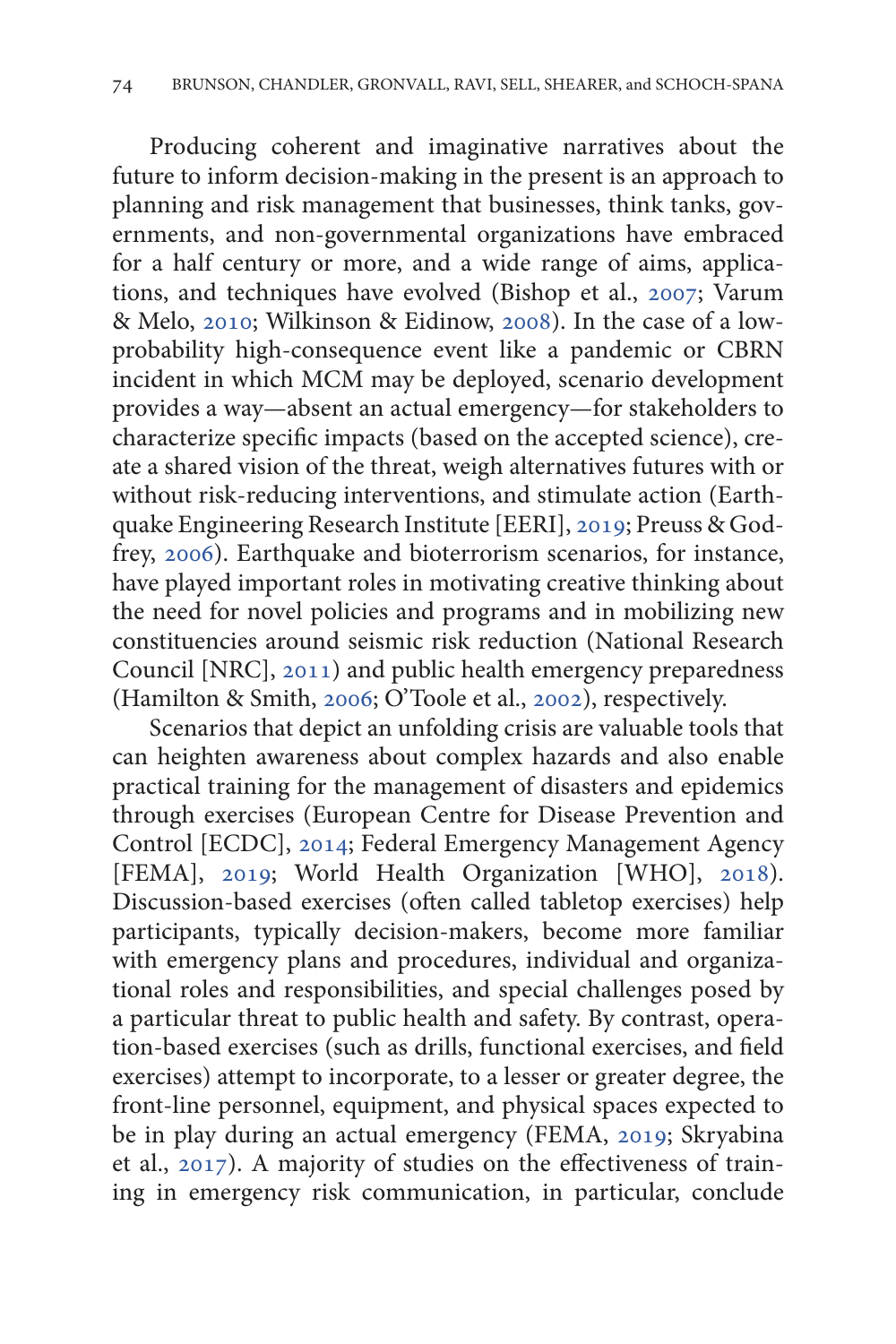Producing coherent and imaginative narratives about the future to inform decision-making in the present is an approach to planning and risk management that businesses, think tanks, governments, and non-governmental organizations have embraced for a half century or more, and a wide range of aims, applications, and techniques have evolved (Bishop et al., 2007; Varum & Melo, 2010; Wilkinson & Eidinow, 2008). In the case of a low-probability high-consequence event like a pandemic or CBRN incident in which MCM may be deployed, scenario development provides a way—absent an actual emergency—for stakeholders to characterize specific impacts (based on the accepted science), create a shared vision of the threat, weigh alternatives futures with or without risk-reducing interventions, and stimulate action (Earthquake Engineering Research Institute [EERI], 2019; Preuss & Godfrey, 2006). Earthquake and bioterrorism scenarios, for instance, have played important roles in motivating creative thinking about the need for novel policies and programs and in mobilizing new constituencies around seismic risk reduction (National Research Council [NRC], 2011) and public health emergency preparedness (Hamilton & Smith, 2006; O'Toole et al., 2002), respectively.

Scenarios that depict an unfolding crisis are valuable tools that can heighten awareness about complex hazards and also enable practical training for the management of disasters and epidemics through exercises (European Centre for Disease Prevention and Control [ECDC], 2014; Federal Emergency Management Agency [FEMA], 2019; World Health Organization [WHO], 2018). Discussion-based exercises (often called tabletop exercises) help participants, typically decision-makers, become more familiar with emergency plans and procedures, individual and organizational roles and responsibilities, and special challenges posed by a particular threat to public health and safety. By contrast, operation-based exercises (such as drills, functional exercises, and field exercises) attempt to incorporate, to a lesser or greater degree, the front-line personnel, equipment, and physical spaces expected to be in play during an actual emergency (FEMA, 2019; Skryabina et al., 2017). A majority of studies on the effectiveness of training in emergency risk communication, in particular, conclude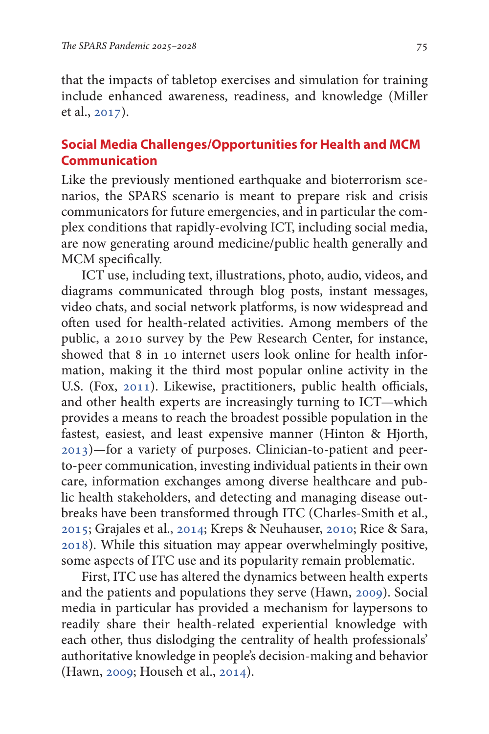that the impacts of tabletop exercises and simulation for training include enhanced awareness, readiness, and knowledge (Miller et al., 2017).

## Social Media Challenges/Opportunities for Health and MCM Communication

Like the previously mentioned earthquake and bioterrorism scenarios, the SPARS scenario is meant to prepare risk and crisis communicators for future emergencies, and in particular the complex conditions that rapidly-evolving ICT, including social media, are now generating around medicine/public health generally and MCM specifically.

ICT use, including text, illustrations, photo, audio, videos, and diagrams communicated through blog posts, instant messages, video chats, and social network platforms, is now widespread and often used for health-related activities. Among members of the public, a 2010 survey by the Pew Research Center, for instance, showed that 8 in 10 internet users look online for health information, making it the third most popular online activity in the U.S. (Fox, 2011). Likewise, practitioners, public health officials, and other health experts are increasingly turning to ICT—which provides a means to reach the broadest possible population in the fastest, easiest, and least expensive manner (Hinton & Hjorth, 2013)—for a variety of purposes. Clinician-to-patient and peer-to-peer communication, investing individual patients in their own care, information exchanges among diverse healthcare and public health stakeholders, and detecting and managing disease outbreaks have been transformed through ITC (Charles-Smith et al., 2015; Grajales et al., 2014; Kreps & Neuhauser, 2010; Rice & Sara, 2018). While this situation may appear overwhelmingly positive, some aspects of ITC use and its popularity remain problematic.

First, ITC use has altered the dynamics between health experts and the patients and populations they serve (Hawn, 2009). Social media in particular has provided a mechanism for laypersons to readily share their health-related experiential knowledge with each other, thus dislodging the centrality of health professionals' authoritative knowledge in people's decision-making and behavior (Hawn, 2009; Househ et al., 2014).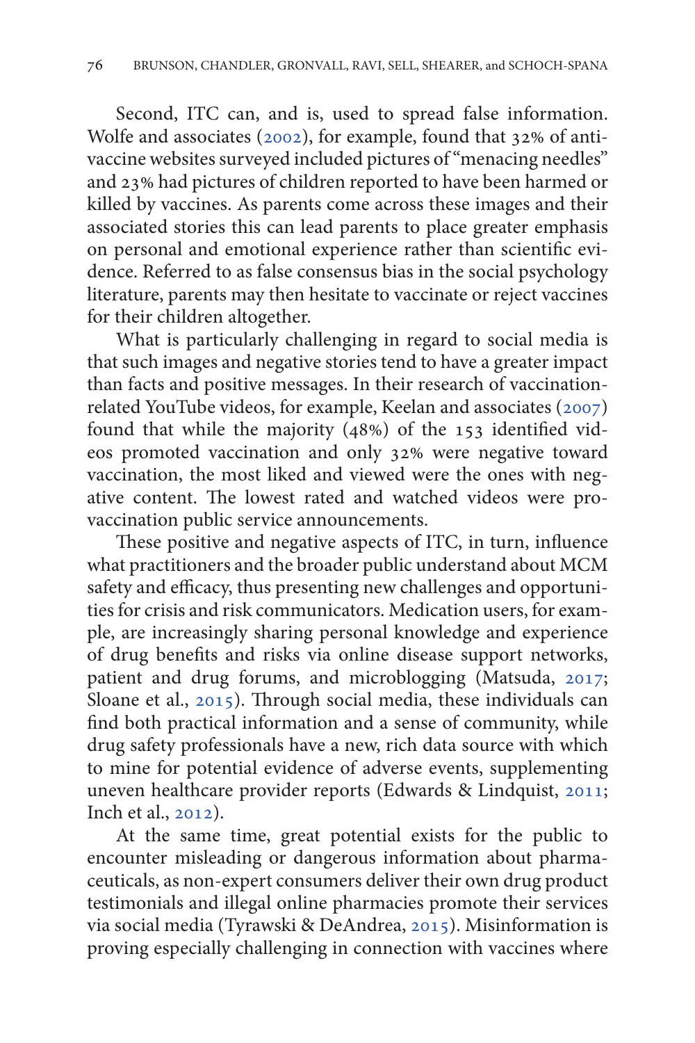Second, ITC can, and is, used to spread false information. Wolfe and associates (2002), for example, found that 32% of anti-vaccine websites surveyed included pictures of "menacing needles" and 23% had pictures of children reported to have been harmed or killed by vaccines. As parents come across these images and their associated stories this can lead parents to place greater emphasis on personal and emotional experience rather than scientific evidence. Referred to as false consensus bias in the social psychology literature, parents may then hesitate to vaccinate or reject vaccines for their children altogether.

What is particularly challenging in regard to social media is that such images and negative stories tend to have a greater impact than facts and positive messages. In their research of vaccination-related YouTube videos, for example, Keelan and associates (2007) found that while the majority (48%) of the 153 identified videos promoted vaccination and only 32% were negative toward vaccination, the most liked and viewed were the ones with negative content. The lowest rated and watched videos were pro-vaccination public service announcements.

These positive and negative aspects of ITC, in turn, influence what practitioners and the broader public understand about MCM safety and efficacy, thus presenting new challenges and opportunities for crisis and risk communicators. Medication users, for example, are increasingly sharing personal knowledge and experience of drug benefits and risks via online disease support networks, patient and drug forums, and microblogging (Matsuda, 2017; Sloane et al., 2015). Through social media, these individuals can find both practical information and a sense of community, while drug safety professionals have a new, rich data source with which to mine for potential evidence of adverse events, supplementing uneven healthcare provider reports (Edwards & Lindquist, 2011; Inch et al., 2012).

At the same time, great potential exists for the public to encounter misleading or dangerous information about pharmaceuticals, as non-expert consumers deliver their own drug product testimonials and illegal online pharmacies promote their services via social media (Tyrawski & DeAndrea, 2015). Misinformation is proving especially challenging in connection with vaccines where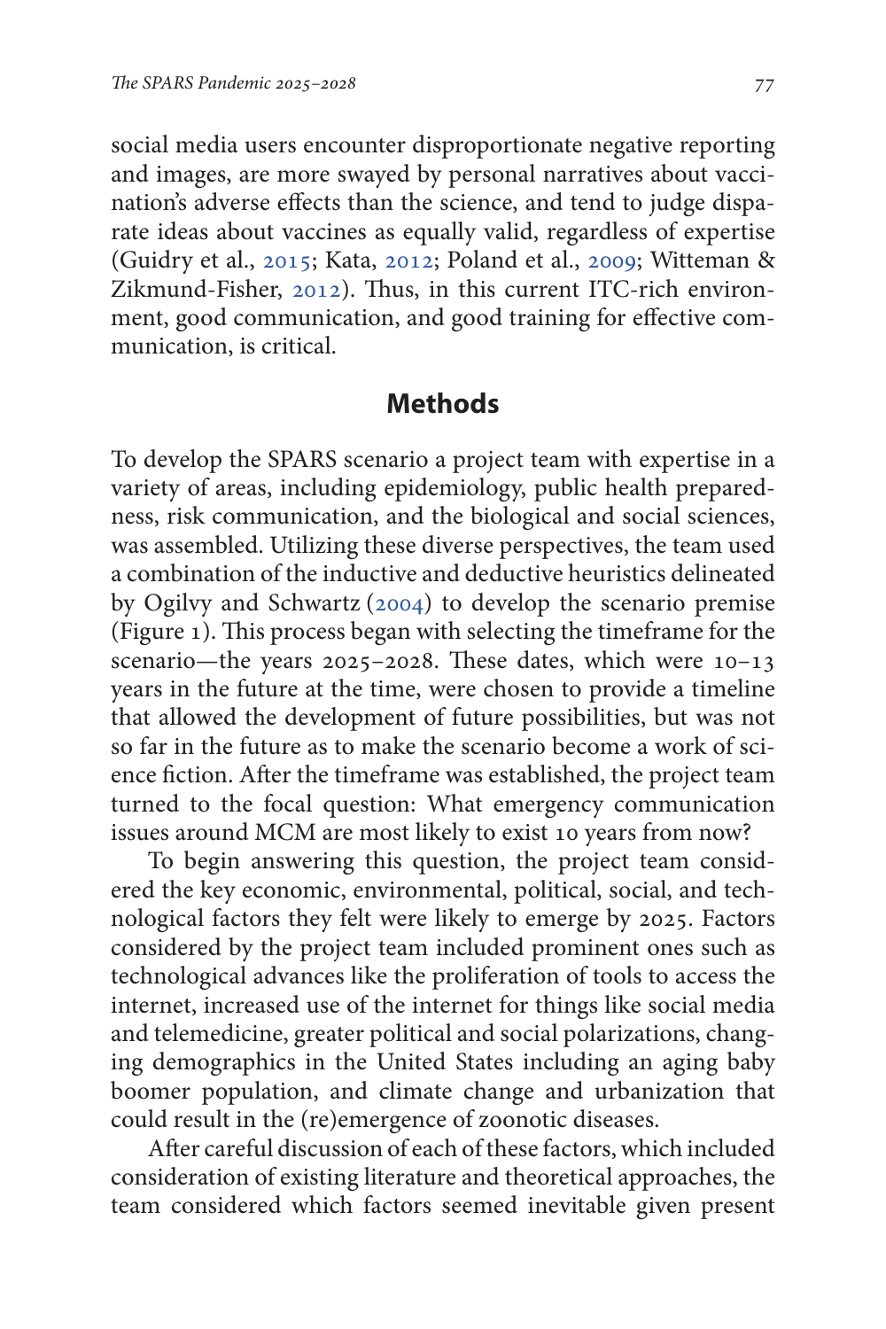social media users encounter disproportionate negative reporting and images, are more swayed by personal narratives about vaccination's adverse effects than the science, and tend to judge disparate ideas about vaccines as equally valid, regardless of expertise (Guidry et al., 2015; Kata, 2012; Poland et al., 2009; Witteman & Zikmund-Fisher, 2012). Thus, in this current ITC-rich environment, good communication, and good training for effective communication, is critical.

## Methods

To develop the SPARS scenario a project team with expertise in a variety of areas, including epidemiology, public health preparedness, risk communication, and the biological and social sciences, was assembled. Utilizing these diverse perspectives, the team used a combination of the inductive and deductive heuristics delineated by Ogilvy and Schwartz (2004) to develop the scenario premise (Figure 1). This process began with selecting the timeframe for the scenario—the years 2025–2028. These dates, which were 10–13 years in the future at the time, were chosen to provide a timeline that allowed the development of future possibilities, but was not so far in the future as to make the scenario become a work of science fiction. After the timeframe was established, the project team turned to the focal question: What emergency communication issues around MCM are most likely to exist 10 years from now?

To begin answering this question, the project team considered the key economic, environmental, political, social, and technological factors they felt were likely to emerge by 2025. Factors considered by the project team included prominent ones such as technological advances like the proliferation of tools to access the internet, increased use of the internet for things like social media and telemedicine, greater political and social polarizations, changing demographics in the United States including an aging baby boomer population, and climate change and urbanization that could result in the (re)emergence of zoonotic diseases.

After careful discussion of each of these factors, which included consideration of existing literature and theoretical approaches, the team considered which factors seemed inevitable given present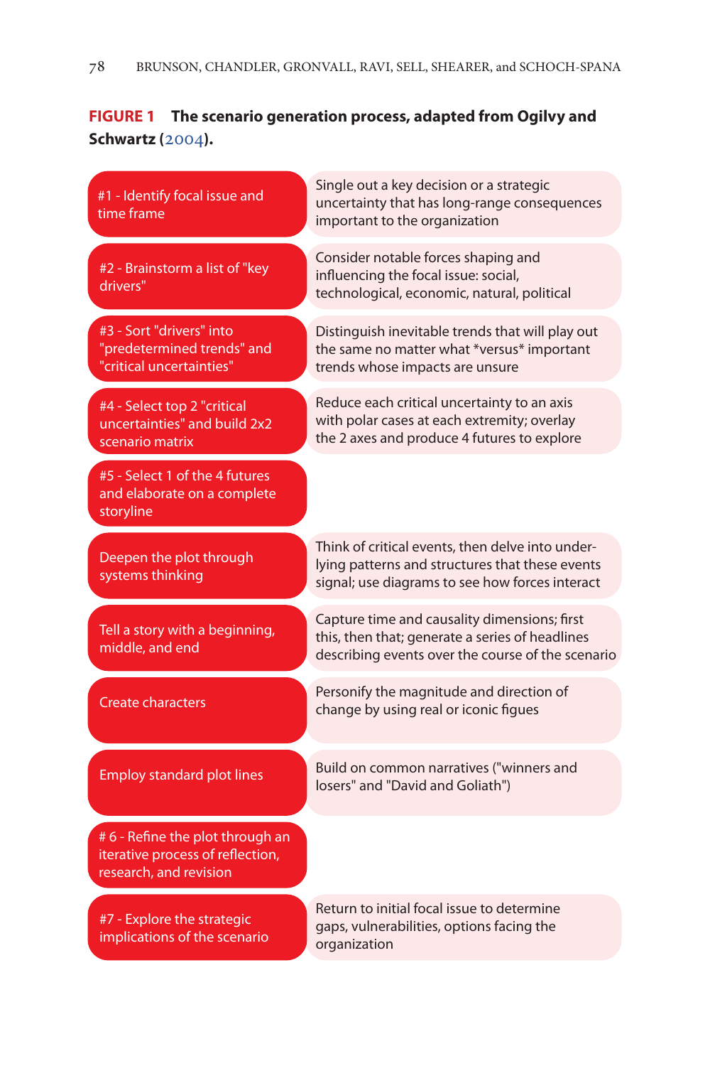**FIGURE 1 The scenario generation process, adapted from Ogilvy and Schwartz (2004).**

| Step | Description |
| --- | --- |
| #1 - Identify focal issue and time frame | Single out a key decision or a strategic uncertainty that has long-range consequences important to the organization |
| #2 - Brainstorm a list of "key drivers" | Consider notable forces shaping and influencing the focal issue: social, technological, economic, natural, political |
| #3 - Sort "drivers" into "predetermined trends" and "critical uncertainties" | Distinguish inevitable trends that will play out the same no matter what *versus* important trends whose impacts are unsure |
| #4 - Select top 2 "critical uncertainties" and build 2x2 scenario matrix | Reduce each critical uncertainty to an axis with polar cases at each extremity; overlay the 2 axes and produce 4 futures to explore |
| #5 - Select 1 of the 4 futures and elaborate on a complete storyline | |
| Deepen the plot through systems thinking | Think of critical events, then delve into underlying patterns and structures that these events signal; use diagrams to see how forces interact |
| Tell a story with a beginning, middle, and end | Capture time and causality dimensions; first this, then that; generate a series of headlines describing events over the course of the scenario |
| Create characters | Personify the magnitude and direction of change by using real or iconic figues |
| Employ standard plot lines | Build on common narratives ("winners and losers" and "David and Goliath") |
| # 6 - Refine the plot through an iterative process of reflection, research, and revision | |
| #7 - Explore the strategic implications of the scenario | Return to initial focal issue to determine gaps, vulnerabilities, options facing the organization |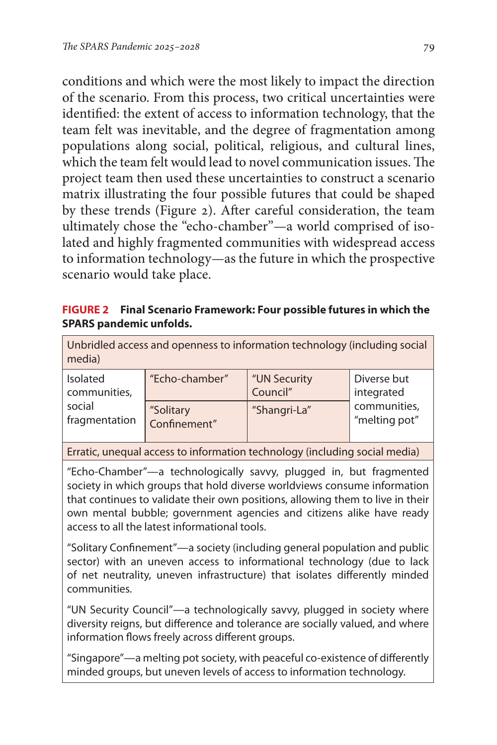conditions and which were the most likely to impact the direction of the scenario. From this process, two critical uncertainties were identified: the extent of access to information technology, that the team felt was inevitable, and the degree of fragmentation among populations along social, political, religious, and cultural lines, which the team felt would lead to novel communication issues. The project team then used these uncertainties to construct a scenario matrix illustrating the four possible futures that could be shaped by these trends (Figure 2). After careful consideration, the team ultimately chose the "echo-chamber"—a world comprised of isolated and highly fragmented communities with widespread access to information technology—as the future in which the prospective scenario would take place.

**FIGURE 2 Final Scenario Framework: Four possible futures in which the SPARS pandemic unfolds.**

| Unbridled access and openness to information technology (including social media) | | | |
|---|---|---|---|
| Isolated communities, social fragmentation | "Echo-chamber" | "UN Security Council" | Diverse but integrated communities, "melting pot" |
| | "Solitary Confinement" | "Shangri-La" | |
| Erratic, unequal access to information technology (including social media) | | | |

"Echo-Chamber"—a technologically savvy, plugged in, but fragmented society in which groups that hold diverse worldviews consume information that continues to validate their own positions, allowing them to live in their own mental bubble; government agencies and citizens alike have ready access to all the latest informational tools.

"Solitary Confinement"—a society (including general population and public sector) with an uneven access to informational technology (due to lack of net neutrality, uneven infrastructure) that isolates differently minded communities.

"UN Security Council"—a technologically savvy, plugged in society where diversity reigns, but difference and tolerance are socially valued, and where information flows freely across different groups.

"Singapore"—a melting pot society, with peaceful co-existence of differently minded groups, but uneven levels of access to information technology.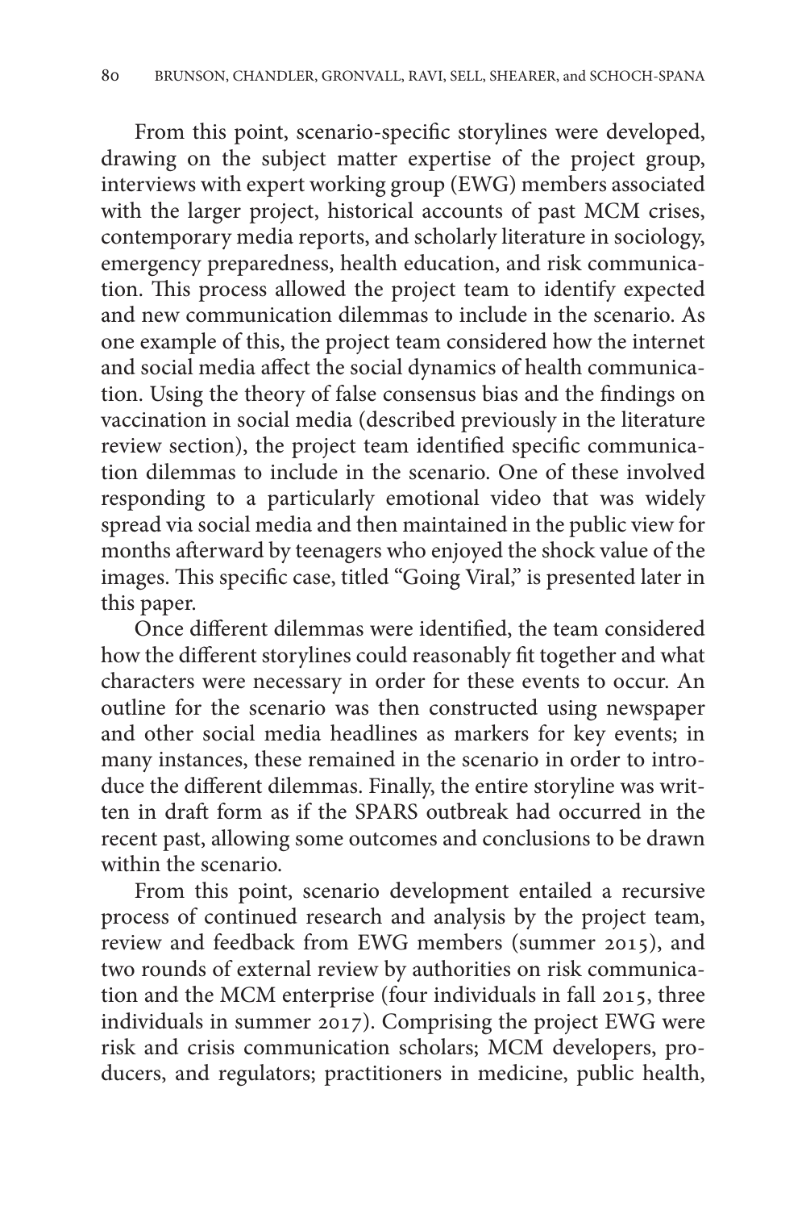From this point, scenario-specific storylines were developed, drawing on the subject matter expertise of the project group, interviews with expert working group (EWG) members associated with the larger project, historical accounts of past MCM crises, contemporary media reports, and scholarly literature in sociology, emergency preparedness, health education, and risk communication. This process allowed the project team to identify expected and new communication dilemmas to include in the scenario. As one example of this, the project team considered how the internet and social media affect the social dynamics of health communication. Using the theory of false consensus bias and the findings on vaccination in social media (described previously in the literature review section), the project team identified specific communication dilemmas to include in the scenario. One of these involved responding to a particularly emotional video that was widely spread via social media and then maintained in the public view for months afterward by teenagers who enjoyed the shock value of the images. This specific case, titled "Going Viral," is presented later in this paper.

Once different dilemmas were identified, the team considered how the different storylines could reasonably fit together and what characters were necessary in order for these events to occur. An outline for the scenario was then constructed using newspaper and other social media headlines as markers for key events; in many instances, these remained in the scenario in order to introduce the different dilemmas. Finally, the entire storyline was written in draft form as if the SPARS outbreak had occurred in the recent past, allowing some outcomes and conclusions to be drawn within the scenario.

From this point, scenario development entailed a recursive process of continued research and analysis by the project team, review and feedback from EWG members (summer 2015), and two rounds of external review by authorities on risk communication and the MCM enterprise (four individuals in fall 2015, three individuals in summer 2017). Comprising the project EWG were risk and crisis communication scholars; MCM developers, producers, and regulators; practitioners in medicine, public health,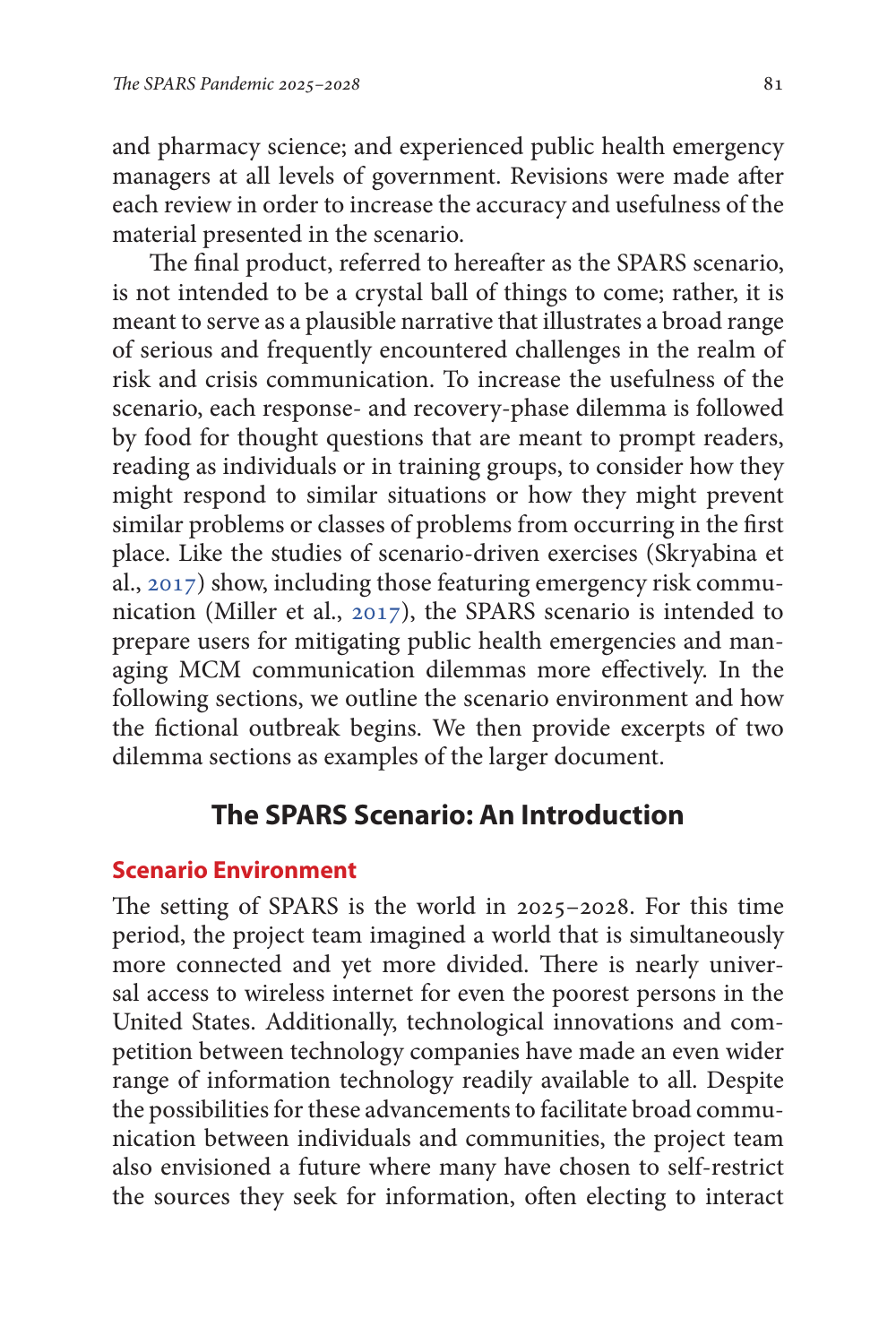and pharmacy science; and experienced public health emergency managers at all levels of government. Revisions were made after each review in order to increase the accuracy and usefulness of the material presented in the scenario.

The final product, referred to hereafter as the SPARS scenario, is not intended to be a crystal ball of things to come; rather, it is meant to serve as a plausible narrative that illustrates a broad range of serious and frequently encountered challenges in the realm of risk and crisis communication. To increase the usefulness of the scenario, each response- and recovery-phase dilemma is followed by food for thought questions that are meant to prompt readers, reading as individuals or in training groups, to consider how they might respond to similar situations or how they might prevent similar problems or classes of problems from occurring in the first place. Like the studies of scenario-driven exercises (Skryabina et al., 2017) show, including those featuring emergency risk communication (Miller et al., 2017), the SPARS scenario is intended to prepare users for mitigating public health emergencies and managing MCM communication dilemmas more effectively. In the following sections, we outline the scenario environment and how the fictional outbreak begins. We then provide excerpts of two dilemma sections as examples of the larger document.

## The SPARS Scenario: An Introduction

### Scenario Environment

The setting of SPARS is the world in 2025–2028. For this time period, the project team imagined a world that is simultaneously more connected and yet more divided. There is nearly universal access to wireless internet for even the poorest persons in the United States. Additionally, technological innovations and competition between technology companies have made an even wider range of information technology readily available to all. Despite the possibilities for these advancements to facilitate broad communication between individuals and communities, the project team also envisioned a future where many have chosen to self-restrict the sources they seek for information, often electing to interact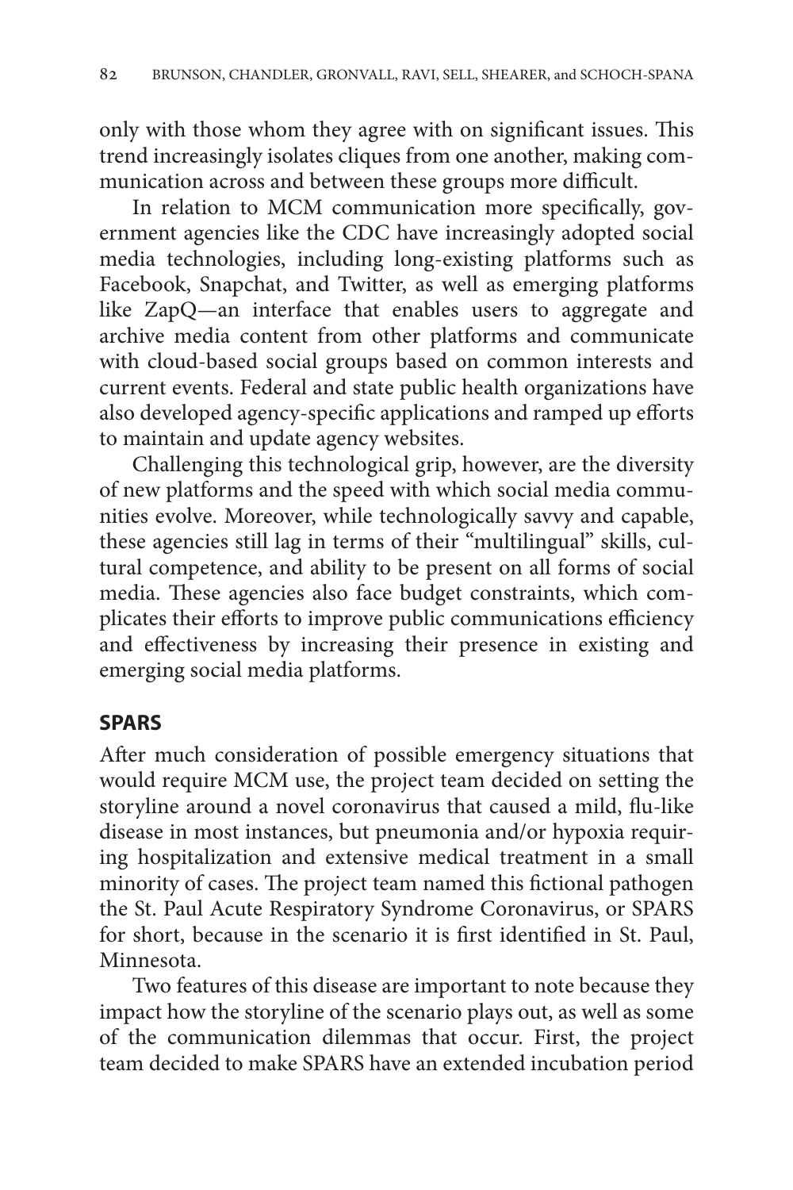only with those whom they agree with on significant issues. This trend increasingly isolates cliques from one another, making communication across and between these groups more difficult.

In relation to MCM communication more specifically, government agencies like the CDC have increasingly adopted social media technologies, including long-existing platforms such as Facebook, Snapchat, and Twitter, as well as emerging platforms like ZapQ—an interface that enables users to aggregate and archive media content from other platforms and communicate with cloud-based social groups based on common interests and current events. Federal and state public health organizations have also developed agency-specific applications and ramped up efforts to maintain and update agency websites.

Challenging this technological grip, however, are the diversity of new platforms and the speed with which social media communities evolve. Moreover, while technologically savvy and capable, these agencies still lag in terms of their "multilingual" skills, cultural competence, and ability to be present on all forms of social media. These agencies also face budget constraints, which complicates their efforts to improve public communications efficiency and effectiveness by increasing their presence in existing and emerging social media platforms.

## SPARS

After much consideration of possible emergency situations that would require MCM use, the project team decided on setting the storyline around a novel coronavirus that caused a mild, flu-like disease in most instances, but pneumonia and/or hypoxia requiring hospitalization and extensive medical treatment in a small minority of cases. The project team named this fictional pathogen the St. Paul Acute Respiratory Syndrome Coronavirus, or SPARS for short, because in the scenario it is first identified in St. Paul, Minnesota.

Two features of this disease are important to note because they impact how the storyline of the scenario plays out, as well as some of the communication dilemmas that occur. First, the project team decided to make SPARS have an extended incubation period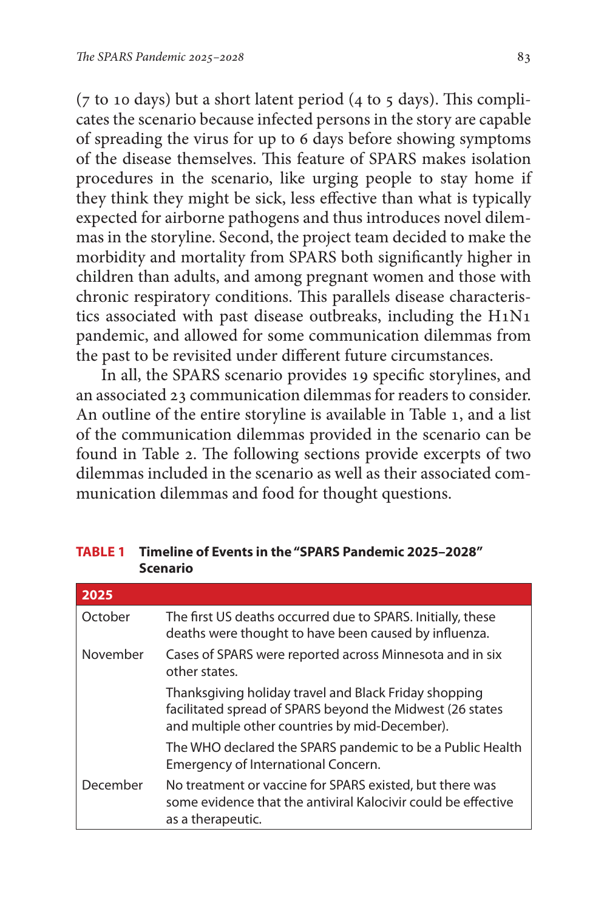(7 to 10 days) but a short latent period (4 to 5 days). This complicates the scenario because infected persons in the story are capable of spreading the virus for up to 6 days before showing symptoms of the disease themselves. This feature of SPARS makes isolation procedures in the scenario, like urging people to stay home if they think they might be sick, less effective than what is typically expected for airborne pathogens and thus introduces novel dilemmas in the storyline. Second, the project team decided to make the morbidity and mortality from SPARS both significantly higher in children than adults, and among pregnant women and those with chronic respiratory conditions. This parallels disease characteristics associated with past disease outbreaks, including the H1N1 pandemic, and allowed for some communication dilemmas from the past to be revisited under different future circumstances.

In all, the SPARS scenario provides 19 specific storylines, and an associated 23 communication dilemmas for readers to consider. An outline of the entire storyline is available in Table 1, and a list of the communication dilemmas provided in the scenario can be found in Table 2. The following sections provide excerpts of two dilemmas included in the scenario as well as their associated communication dilemmas and food for thought questions.

**TABLE 1 Timeline of Events in the "SPARS Pandemic 2025–2028" Scenario**

| **2025** | |
|---|---|
| October | The first US deaths occurred due to SPARS. Initially, these deaths were thought to have been caused by influenza. |
| November | Cases of SPARS were reported across Minnesota and in six other states. |
| | Thanksgiving holiday travel and Black Friday shopping facilitated spread of SPARS beyond the Midwest (26 states and multiple other countries by mid-December). |
| | The WHO declared the SPARS pandemic to be a Public Health Emergency of International Concern. |
| December | No treatment or vaccine for SPARS existed, but there was some evidence that the antiviral Kalocivir could be effective as a therapeutic. |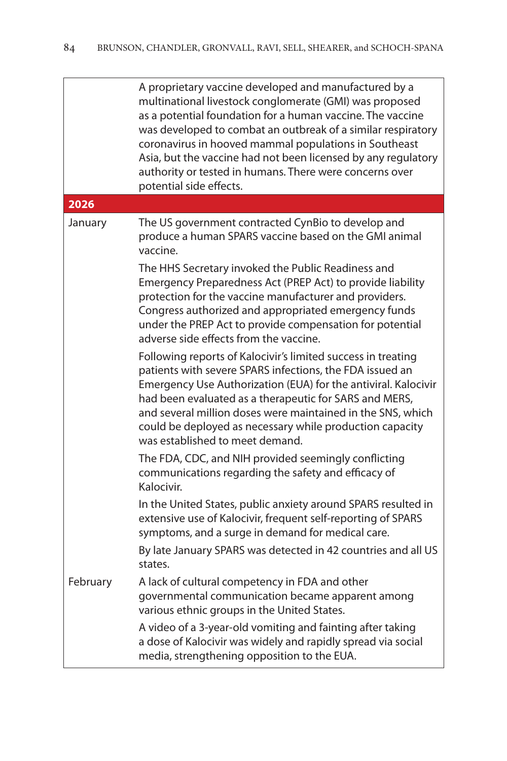| | |
|---|---|
| | A proprietary vaccine developed and manufactured by a multinational livestock conglomerate (GMI) was proposed as a potential foundation for a human vaccine. The vaccine was developed to combat an outbreak of a similar respiratory coronavirus in hooved mammal populations in Southeast Asia, but the vaccine had not been licensed by any regulatory authority or tested in humans. There were concerns over potential side effects. |
| **2026** | |
| January | The US government contracted CynBio to develop and produce a human SPARS vaccine based on the GMI animal vaccine. |
| | The HHS Secretary invoked the Public Readiness and Emergency Preparedness Act (PREP Act) to provide liability protection for the vaccine manufacturer and providers. Congress authorized and appropriated emergency funds under the PREP Act to provide compensation for potential adverse side effects from the vaccine. |
| | Following reports of Kalocivir's limited success in treating patients with severe SPARS infections, the FDA issued an Emergency Use Authorization (EUA) for the antiviral. Kalocivir had been evaluated as a therapeutic for SARS and MERS, and several million doses were maintained in the SNS, which could be deployed as necessary while production capacity was established to meet demand. |
| | The FDA, CDC, and NIH provided seemingly conflicting communications regarding the safety and efficacy of Kalocivir. |
| | In the United States, public anxiety around SPARS resulted in extensive use of Kalocivir, frequent self-reporting of SPARS symptoms, and a surge in demand for medical care. |
| | By late January SPARS was detected in 42 countries and all US states. |
| February | A lack of cultural competency in FDA and other governmental communication became apparent among various ethnic groups in the United States. |
| | A video of a 3-year-old vomiting and fainting after taking a dose of Kalocivir was widely and rapidly spread via social media, strengthening opposition to the EUA. |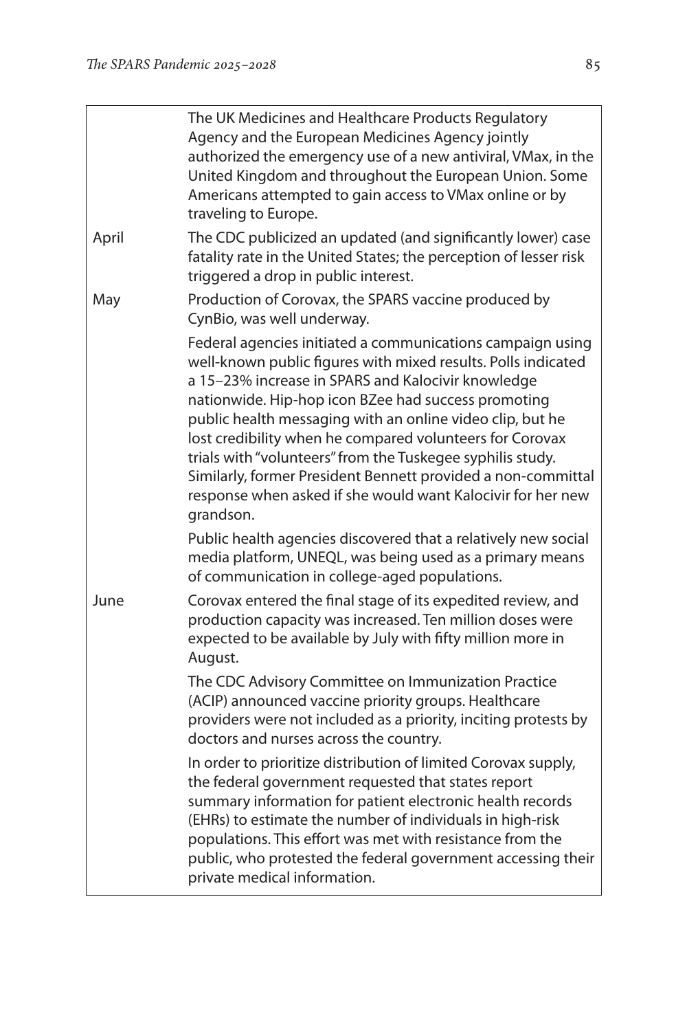| | |
|---|---|
| | The UK Medicines and Healthcare Products Regulatory Agency and the European Medicines Agency jointly authorized the emergency use of a new antiviral, VMax, in the United Kingdom and throughout the European Union. Some Americans attempted to gain access to VMax online or by traveling to Europe. |
| April | The CDC publicized an updated (and significantly lower) case fatality rate in the United States; the perception of lesser risk triggered a drop in public interest. |
| May | Production of Corovax, the SPARS vaccine produced by CynBio, was well underway. |
| | Federal agencies initiated a communications campaign using well-known public figures with mixed results. Polls indicated a 15–23% increase in SPARS and Kalocivir knowledge nationwide. Hip-hop icon BZee had success promoting public health messaging with an online video clip, but he lost credibility when he compared volunteers for Corovax trials with "volunteers" from the Tuskegee syphilis study. Similarly, former President Bennett provided a non-committal response when asked if she would want Kalocivir for her new grandson. |
| | Public health agencies discovered that a relatively new social media platform, UNEQL, was being used as a primary means of communication in college-aged populations. |
| June | Corovax entered the final stage of its expedited review, and production capacity was increased. Ten million doses were expected to be available by July with fifty million more in August. |
| | The CDC Advisory Committee on Immunization Practice (ACIP) announced vaccine priority groups. Healthcare providers were not included as a priority, inciting protests by doctors and nurses across the country. |
| | In order to prioritize distribution of limited Corovax supply, the federal government requested that states report summary information for patient electronic health records (EHRs) to estimate the number of individuals in high-risk populations. This effort was met with resistance from the public, who protested the federal government accessing their private medical information. |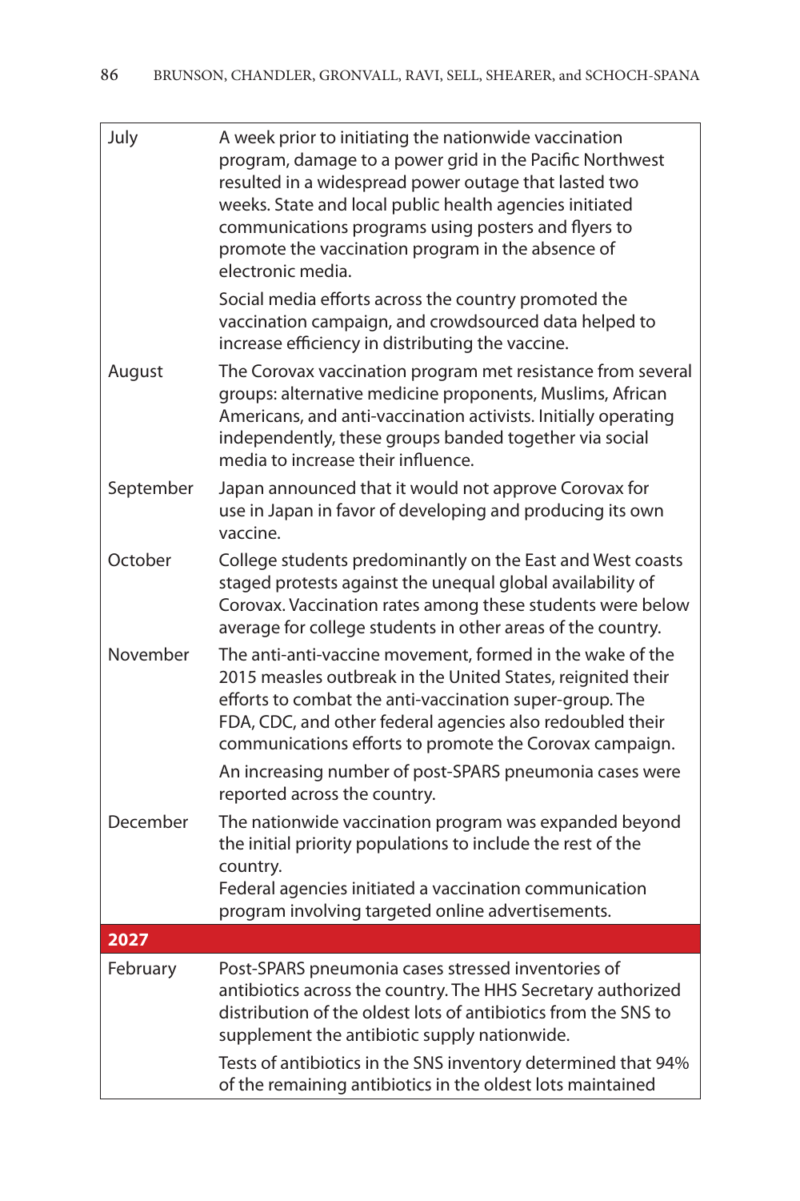| | |
|---|---|
| July | A week prior to initiating the nationwide vaccination program, damage to a power grid in the Pacific Northwest resulted in a widespread power outage that lasted two weeks. State and local public health agencies initiated communications programs using posters and flyers to promote the vaccination program in the absence of electronic media.<br><br>Social media efforts across the country promoted the vaccination campaign, and crowdsourced data helped to increase efficiency in distributing the vaccine. |
| August | The Corovax vaccination program met resistance from several groups: alternative medicine proponents, Muslims, African Americans, and anti-vaccination activists. Initially operating independently, these groups banded together via social media to increase their influence. |
| September | Japan announced that it would not approve Corovax for use in Japan in favor of developing and producing its own vaccine. |
| October | College students predominantly on the East and West coasts staged protests against the unequal global availability of Corovax. Vaccination rates among these students were below average for college students in other areas of the country. |
| November | The anti-anti-vaccine movement, formed in the wake of the 2015 measles outbreak in the United States, reignited their efforts to combat the anti-vaccination super-group. The FDA, CDC, and other federal agencies also redoubled their communications efforts to promote the Corovax campaign.<br><br>An increasing number of post-SPARS pneumonia cases were reported across the country. |
| December | The nationwide vaccination program was expanded beyond the initial priority populations to include the rest of the country.<br>Federal agencies initiated a vaccination communication program involving targeted online advertisements. |
| **2027** | |
| February | Post-SPARS pneumonia cases stressed inventories of antibiotics across the country. The HHS Secretary authorized distribution of the oldest lots of antibiotics from the SNS to supplement the antibiotic supply nationwide.<br><br>Tests of antibiotics in the SNS inventory determined that 94% of the remaining antibiotics in the oldest lots maintained |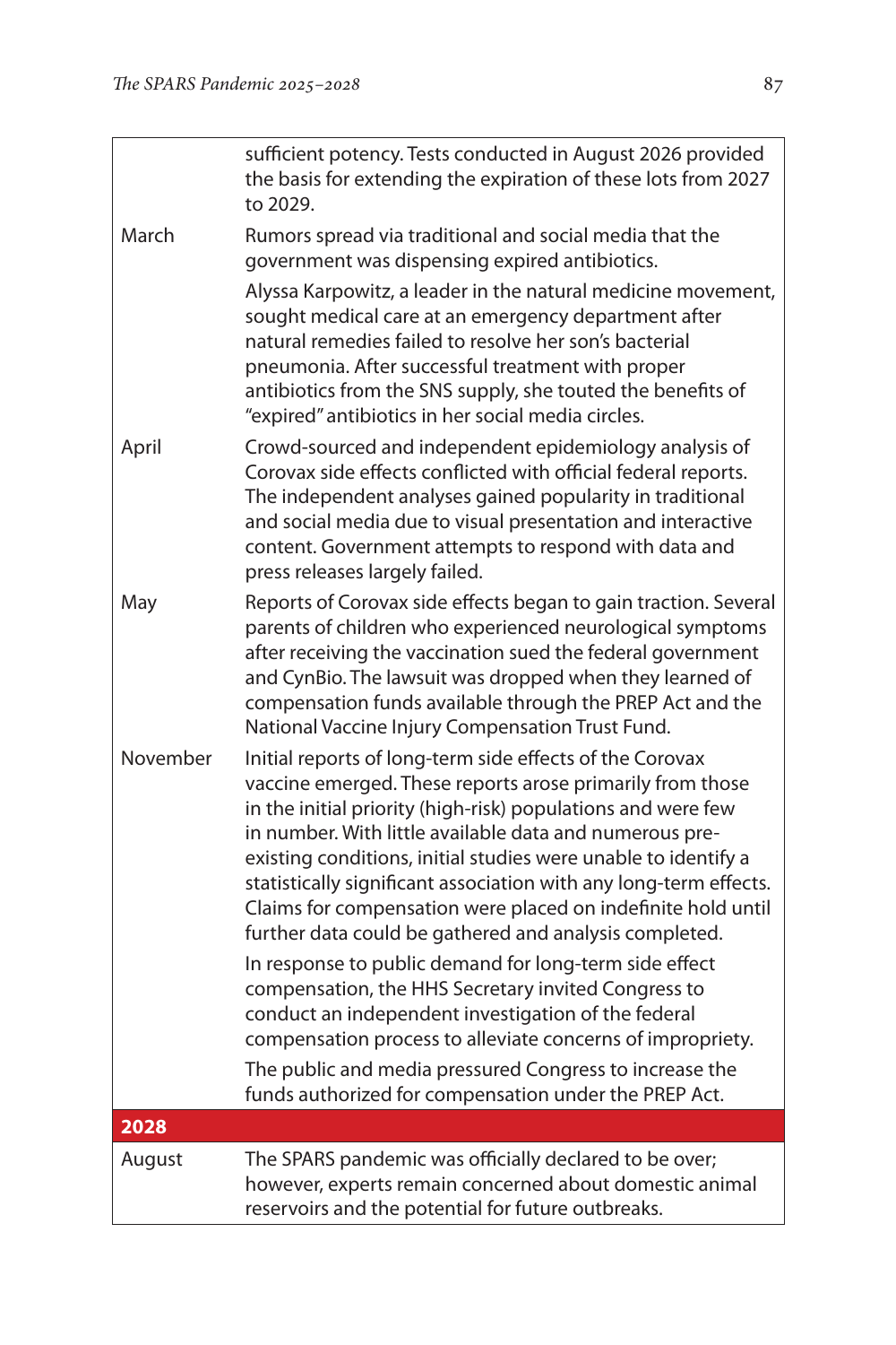| | |
|---|---|
| | sufficient potency. Tests conducted in August 2026 provided the basis for extending the expiration of these lots from 2027 to 2029. |
| March | Rumors spread via traditional and social media that the government was dispensing expired antibiotics. |
| | Alyssa Karpowitz, a leader in the natural medicine movement, sought medical care at an emergency department after natural remedies failed to resolve her son's bacterial pneumonia. After successful treatment with proper antibiotics from the SNS supply, she touted the benefits of "expired" antibiotics in her social media circles. |
| April | Crowd-sourced and independent epidemiology analysis of Corovax side effects conflicted with official federal reports. The independent analyses gained popularity in traditional and social media due to visual presentation and interactive content. Government attempts to respond with data and press releases largely failed. |
| May | Reports of Corovax side effects began to gain traction. Several parents of children who experienced neurological symptoms after receiving the vaccination sued the federal government and CynBio. The lawsuit was dropped when they learned of compensation funds available through the PREP Act and the National Vaccine Injury Compensation Trust Fund. |
| November | Initial reports of long-term side effects of the Corovax vaccine emerged. These reports arose primarily from those in the initial priority (high-risk) populations and were few in number. With little available data and numerous pre-existing conditions, initial studies were unable to identify a statistically significant association with any long-term effects. Claims for compensation were placed on indefinite hold until further data could be gathered and analysis completed. |
| | In response to public demand for long-term side effect compensation, the HHS Secretary invited Congress to conduct an independent investigation of the federal compensation process to alleviate concerns of impropriety. |
| | The public and media pressured Congress to increase the funds authorized for compensation under the PREP Act. |
| **2028** | |
| August | The SPARS pandemic was officially declared to be over; however, experts remain concerned about domestic animal reservoirs and the potential for future outbreaks. |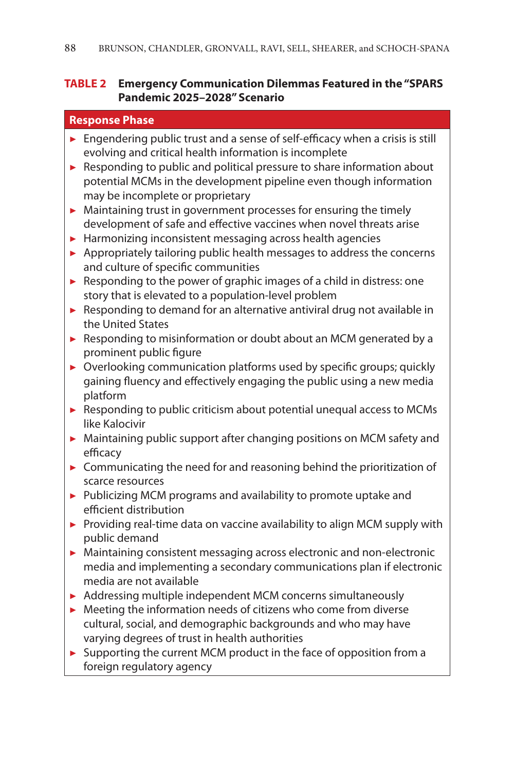**TABLE 2 Emergency Communication Dilemmas Featured in the "SPARS Pandemic 2025–2028" Scenario**

| Response Phase |
| --- |
| ► Engendering public trust and a sense of self-efficacy when a crisis is still evolving and critical health information is incomplete<br>► Responding to public and political pressure to share information about potential MCMs in the development pipeline even though information may be incomplete or proprietary<br>► Maintaining trust in government processes for ensuring the timely development of safe and effective vaccines when novel threats arise<br>► Harmonizing inconsistent messaging across health agencies<br>► Appropriately tailoring public health messages to address the concerns and culture of specific communities<br>► Responding to the power of graphic images of a child in distress: one story that is elevated to a population-level problem<br>► Responding to demand for an alternative antiviral drug not available in the United States<br>► Responding to misinformation or doubt about an MCM generated by a prominent public figure<br>► Overlooking communication platforms used by specific groups; quickly gaining fluency and effectively engaging the public using a new media platform<br>► Responding to public criticism about potential unequal access to MCMs like Kalocivir<br>► Maintaining public support after changing positions on MCM safety and efficacy<br>► Communicating the need for and reasoning behind the prioritization of scarce resources<br>► Publicizing MCM programs and availability to promote uptake and efficient distribution<br>► Providing real-time data on vaccine availability to align MCM supply with public demand<br>► Maintaining consistent messaging across electronic and non-electronic media and implementing a secondary communications plan if electronic media are not available<br>► Addressing multiple independent MCM concerns simultaneously<br>► Meeting the information needs of citizens who come from diverse cultural, social, and demographic backgrounds and who may have varying degrees of trust in health authorities<br>► Supporting the current MCM product in the face of opposition from a foreign regulatory agency |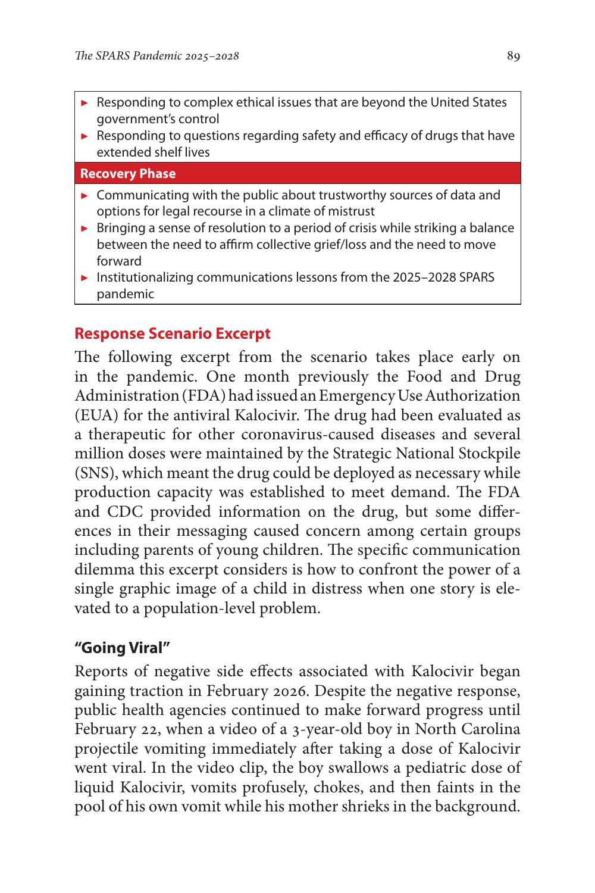- Responding to complex ethical issues that are beyond the United States government's control
- Responding to questions regarding safety and efficacy of drugs that have extended shelf lives

**Recovery Phase**

- Communicating with the public about trustworthy sources of data and options for legal recourse in a climate of mistrust
- Bringing a sense of resolution to a period of crisis while striking a balance between the need to affirm collective grief/loss and the need to move forward
- Institutionalizing communications lessons from the 2025–2028 SPARS pandemic

## Response Scenario Excerpt

The following excerpt from the scenario takes place early on in the pandemic. One month previously the Food and Drug Administration (FDA) had issued an Emergency Use Authorization (EUA) for the antiviral Kalocivir. The drug had been evaluated as a therapeutic for other coronavirus-caused diseases and several million doses were maintained by the Strategic National Stockpile (SNS), which meant the drug could be deployed as necessary while production capacity was established to meet demand. The FDA and CDC provided information on the drug, but some differences in their messaging caused concern among certain groups including parents of young children. The specific communication dilemma this excerpt considers is how to confront the power of a single graphic image of a child in distress when one story is elevated to a population-level problem.

### "Going Viral"

Reports of negative side effects associated with Kalocivir began gaining traction in February 2026. Despite the negative response, public health agencies continued to make forward progress until February 22, when a video of a 3-year-old boy in North Carolina projectile vomiting immediately after taking a dose of Kalocivir went viral. In the video clip, the boy swallows a pediatric dose of liquid Kalocivir, vomits profusely, chokes, and then faints in the pool of his own vomit while his mother shrieks in the background.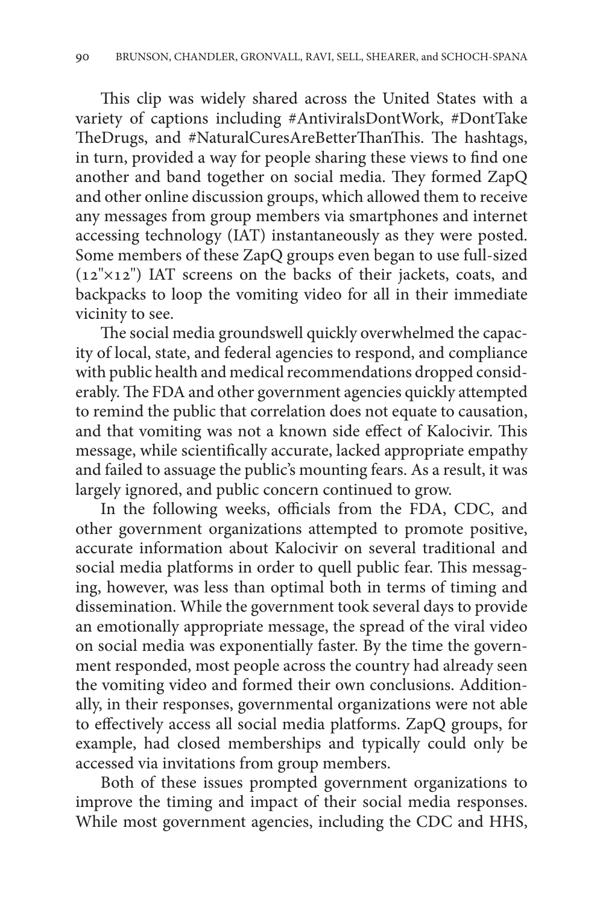This clip was widely shared across the United States with a variety of captions including #AntiviralsDontWork, #DontTake TheDrugs, and #NaturalCuresAreBetterThanThis. The hashtags, in turn, provided a way for people sharing these views to find one another and band together on social media. They formed ZapQ and other online discussion groups, which allowed them to receive any messages from group members via smartphones and internet accessing technology (IAT) instantaneously as they were posted. Some members of these ZapQ groups even began to use full-sized (12"×12") IAT screens on the backs of their jackets, coats, and backpacks to loop the vomiting video for all in their immediate vicinity to see.

The social media groundswell quickly overwhelmed the capacity of local, state, and federal agencies to respond, and compliance with public health and medical recommendations dropped considerably. The FDA and other government agencies quickly attempted to remind the public that correlation does not equate to causation, and that vomiting was not a known side effect of Kalocivir. This message, while scientifically accurate, lacked appropriate empathy and failed to assuage the public's mounting fears. As a result, it was largely ignored, and public concern continued to grow.

In the following weeks, officials from the FDA, CDC, and other government organizations attempted to promote positive, accurate information about Kalocivir on several traditional and social media platforms in order to quell public fear. This messaging, however, was less than optimal both in terms of timing and dissemination. While the government took several days to provide an emotionally appropriate message, the spread of the viral video on social media was exponentially faster. By the time the government responded, most people across the country had already seen the vomiting video and formed their own conclusions. Additionally, in their responses, governmental organizations were not able to effectively access all social media platforms. ZapQ groups, for example, had closed memberships and typically could only be accessed via invitations from group members.

Both of these issues prompted government organizations to improve the timing and impact of their social media responses. While most government agencies, including the CDC and HHS,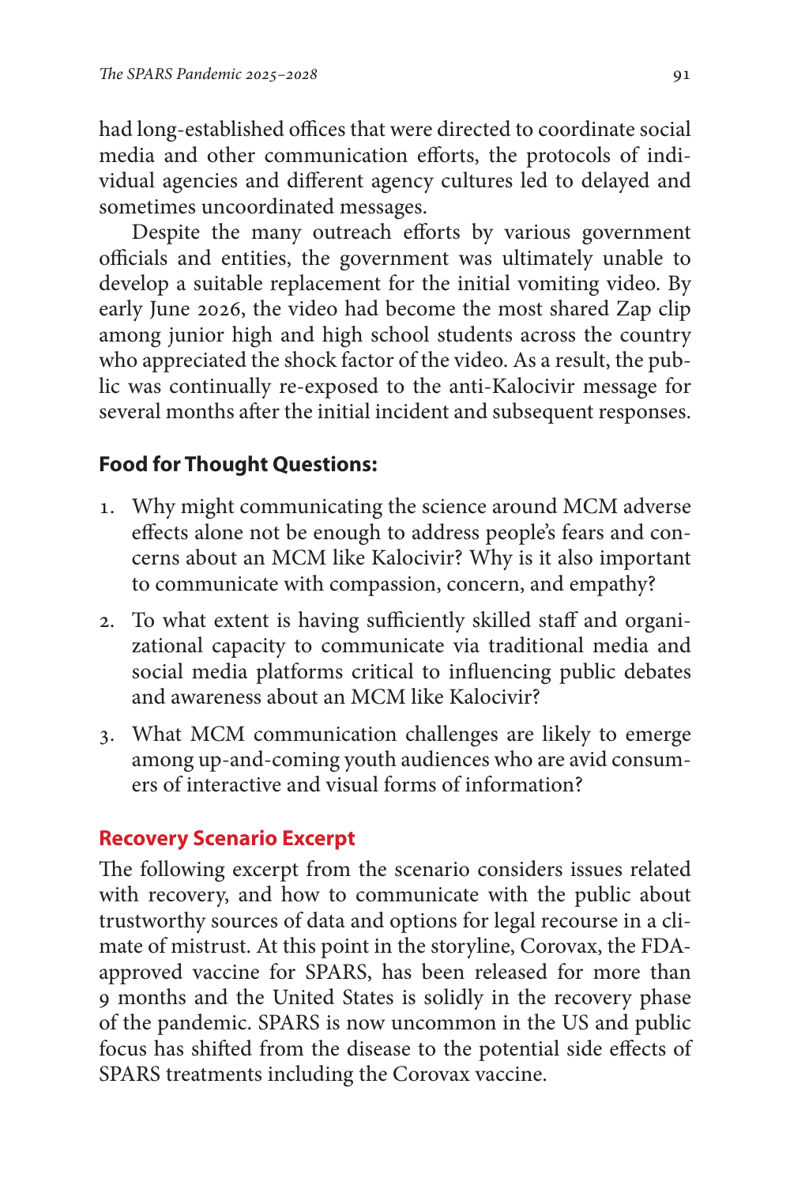had long-established offices that were directed to coordinate social media and other communication efforts, the protocols of individual agencies and different agency cultures led to delayed and sometimes uncoordinated messages.

Despite the many outreach efforts by various government officials and entities, the government was ultimately unable to develop a suitable replacement for the initial vomiting video. By early June 2026, the video had become the most shared Zap clip among junior high and high school students across the country who appreciated the shock factor of the video. As a result, the public was continually re-exposed to the anti-Kalocivir message for several months after the initial incident and subsequent responses.

### Food for Thought Questions:

1. Why might communicating the science around MCM adverse effects alone not be enough to address people's fears and concerns about an MCM like Kalocivir? Why is it also important to communicate with compassion, concern, and empathy?
2. To what extent is having sufficiently skilled staff and organizational capacity to communicate via traditional media and social media platforms critical to influencing public debates and awareness about an MCM like Kalocivir?
3. What MCM communication challenges are likely to emerge among up-and-coming youth audiences who are avid consumers of interactive and visual forms of information?

### Recovery Scenario Excerpt

The following excerpt from the scenario considers issues related with recovery, and how to communicate with the public about trustworthy sources of data and options for legal recourse in a climate of mistrust. At this point in the storyline, Corovax, the FDA-approved vaccine for SPARS, has been released for more than 9 months and the United States is solidly in the recovery phase of the pandemic. SPARS is now uncommon in the US and public focus has shifted from the disease to the potential side effects of SPARS treatments including the Corovax vaccine.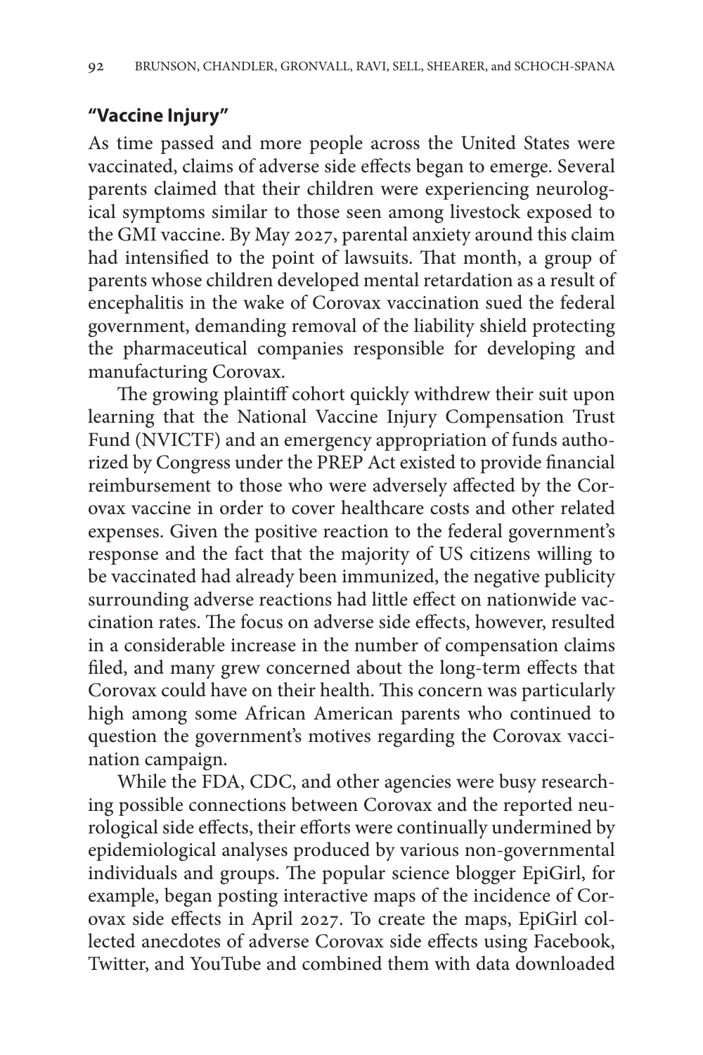## "Vaccine Injury"

As time passed and more people across the United States were vaccinated, claims of adverse side effects began to emerge. Several parents claimed that their children were experiencing neurological symptoms similar to those seen among livestock exposed to the GMI vaccine. By May 2027, parental anxiety around this claim had intensified to the point of lawsuits. That month, a group of parents whose children developed mental retardation as a result of encephalitis in the wake of Corovax vaccination sued the federal government, demanding removal of the liability shield protecting the pharmaceutical companies responsible for developing and manufacturing Corovax.

The growing plaintiff cohort quickly withdrew their suit upon learning that the National Vaccine Injury Compensation Trust Fund (NVICTF) and an emergency appropriation of funds authorized by Congress under the PREP Act existed to provide financial reimbursement to those who were adversely affected by the Corovax vaccine in order to cover healthcare costs and other related expenses. Given the positive reaction to the federal government's response and the fact that the majority of US citizens willing to be vaccinated had already been immunized, the negative publicity surrounding adverse reactions had little effect on nationwide vaccination rates. The focus on adverse side effects, however, resulted in a considerable increase in the number of compensation claims filed, and many grew concerned about the long-term effects that Corovax could have on their health. This concern was particularly high among some African American parents who continued to question the government's motives regarding the Corovax vaccination campaign.

While the FDA, CDC, and other agencies were busy researching possible connections between Corovax and the reported neurological side effects, their efforts were continually undermined by epidemiological analyses produced by various non-governmental individuals and groups. The popular science blogger EpiGirl, for example, began posting interactive maps of the incidence of Corovax side effects in April 2027. To create the maps, EpiGirl collected anecdotes of adverse Corovax side effects using Facebook, Twitter, and YouTube and combined them with data downloaded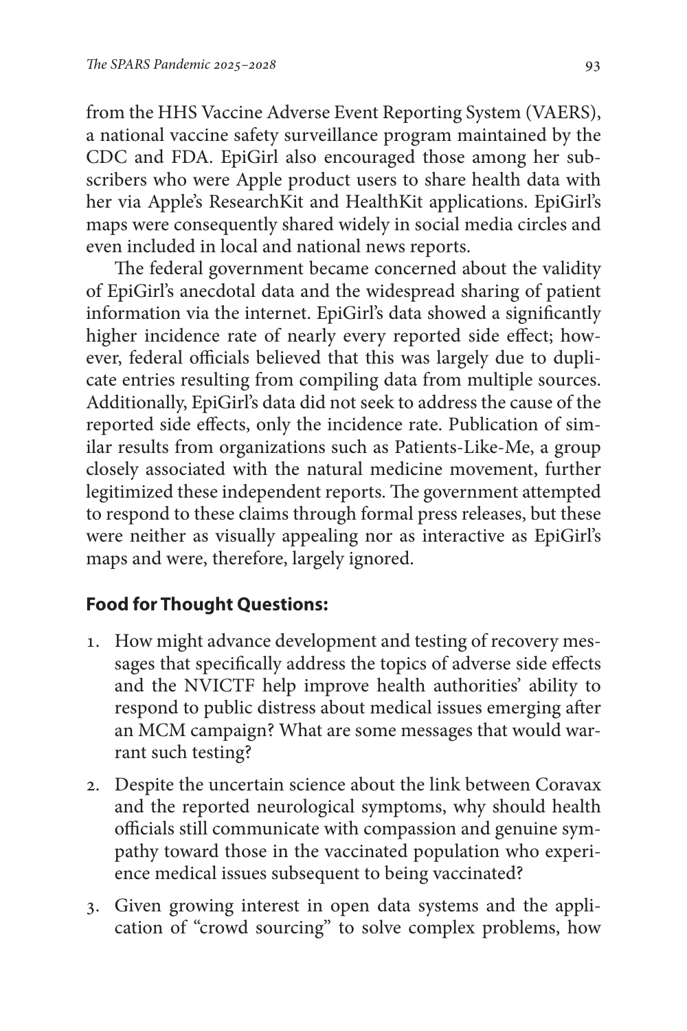from the HHS Vaccine Adverse Event Reporting System (VAERS), a national vaccine safety surveillance program maintained by the CDC and FDA. EpiGirl also encouraged those among her subscribers who were Apple product users to share health data with her via Apple's ResearchKit and HealthKit applications. EpiGirl's maps were consequently shared widely in social media circles and even included in local and national news reports.

The federal government became concerned about the validity of EpiGirl's anecdotal data and the widespread sharing of patient information via the internet. EpiGirl's data showed a significantly higher incidence rate of nearly every reported side effect; however, federal officials believed that this was largely due to duplicate entries resulting from compiling data from multiple sources. Additionally, EpiGirl's data did not seek to address the cause of the reported side effects, only the incidence rate. Publication of similar results from organizations such as Patients-Like-Me, a group closely associated with the natural medicine movement, further legitimized these independent reports. The government attempted to respond to these claims through formal press releases, but these were neither as visually appealing nor as interactive as EpiGirl's maps and were, therefore, largely ignored.

### Food for Thought Questions:

1. How might advance development and testing of recovery messages that specifically address the topics of adverse side effects and the NVICTF help improve health authorities' ability to respond to public distress about medical issues emerging after an MCM campaign? What are some messages that would warrant such testing?
2. Despite the uncertain science about the link between Coravax and the reported neurological symptoms, why should health officials still communicate with compassion and genuine sympathy toward those in the vaccinated population who experience medical issues subsequent to being vaccinated?
3. Given growing interest in open data systems and the application of "crowd sourcing" to solve complex problems, how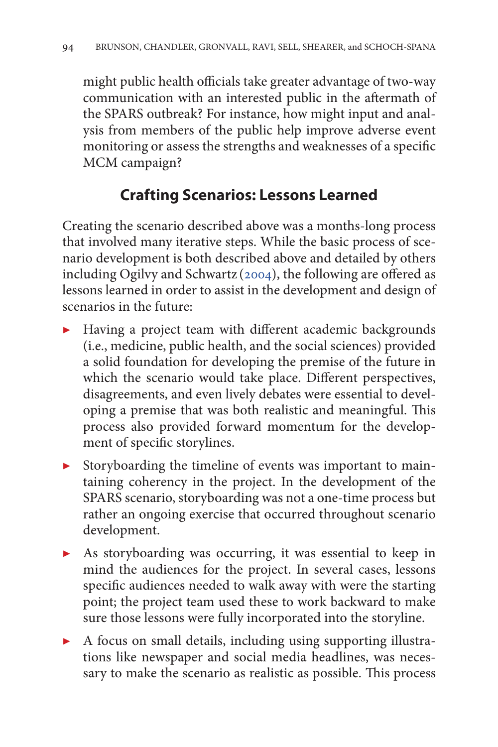might public health officials take greater advantage of two-way communication with an interested public in the aftermath of the SPARS outbreak? For instance, how might input and analysis from members of the public help improve adverse event monitoring or assess the strengths and weaknesses of a specific MCM campaign?

## Crafting Scenarios: Lessons Learned

Creating the scenario described above was a months-long process that involved many iterative steps. While the basic process of scenario development is both described above and detailed by others including Ogilvy and Schwartz (2004), the following are offered as lessons learned in order to assist in the development and design of scenarios in the future:

- Having a project team with different academic backgrounds (i.e., medicine, public health, and the social sciences) provided a solid foundation for developing the premise of the future in which the scenario would take place. Different perspectives, disagreements, and even lively debates were essential to developing a premise that was both realistic and meaningful. This process also provided forward momentum for the development of specific storylines.
- Storyboarding the timeline of events was important to maintaining coherency in the project. In the development of the SPARS scenario, storyboarding was not a one-time process but rather an ongoing exercise that occurred throughout scenario development.
- As storyboarding was occurring, it was essential to keep in mind the audiences for the project. In several cases, lessons specific audiences needed to walk away with were the starting point; the project team used these to work backward to make sure those lessons were fully incorporated into the storyline.
- A focus on small details, including using supporting illustrations like newspaper and social media headlines, was necessary to make the scenario as realistic as possible. This process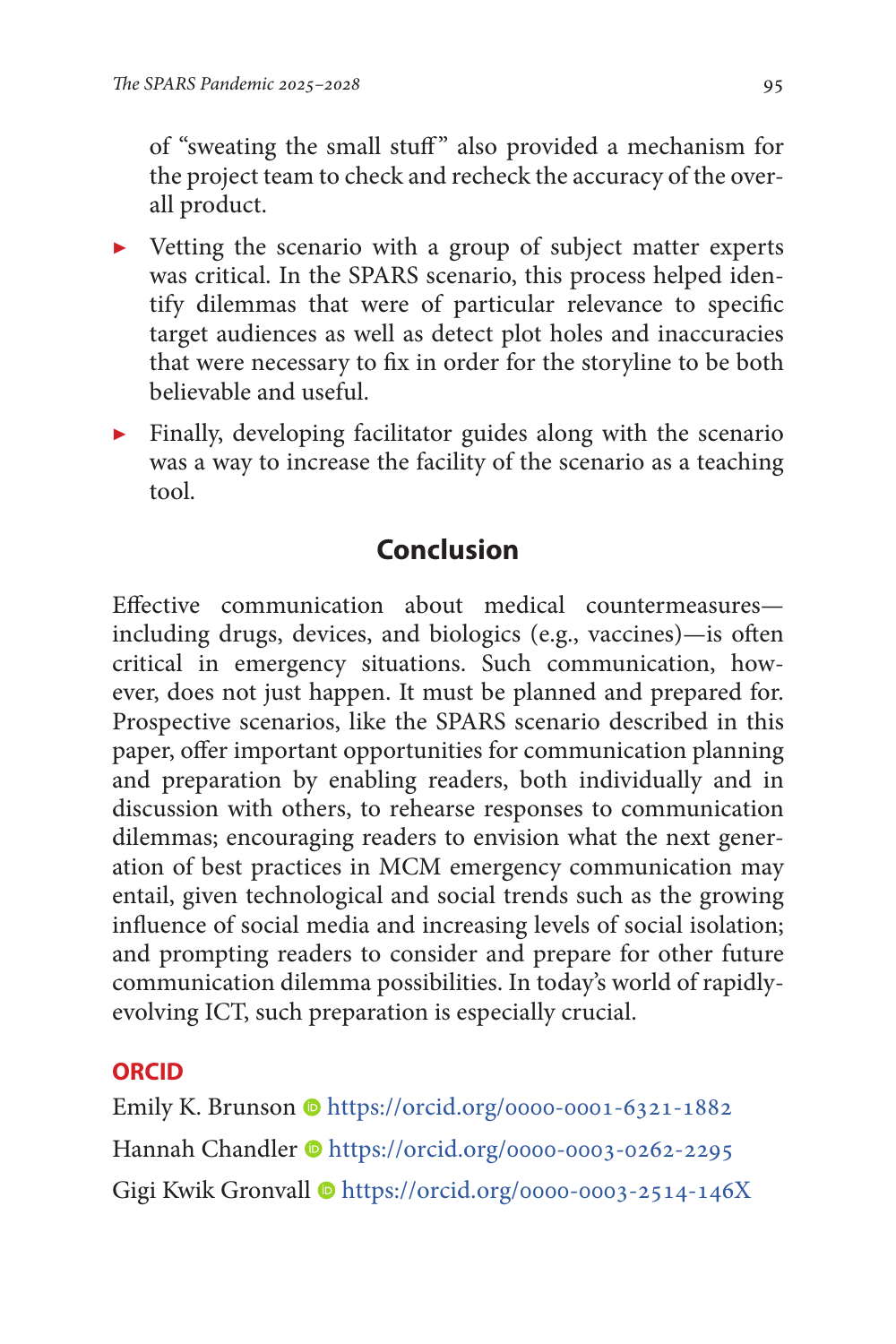of "sweating the small stuff" also provided a mechanism for the project team to check and recheck the accuracy of the overall product.

- Vetting the scenario with a group of subject matter experts was critical. In the SPARS scenario, this process helped identify dilemmas that were of particular relevance to specific target audiences as well as detect plot holes and inaccuracies that were necessary to fix in order for the storyline to be both believable and useful.
- Finally, developing facilitator guides along with the scenario was a way to increase the facility of the scenario as a teaching tool.

## Conclusion

Effective communication about medical countermeasures—including drugs, devices, and biologics (e.g., vaccines)—is often critical in emergency situations. Such communication, however, does not just happen. It must be planned and prepared for. Prospective scenarios, like the SPARS scenario described in this paper, offer important opportunities for communication planning and preparation by enabling readers, both individually and in discussion with others, to rehearse responses to communication dilemmas; encouraging readers to envision what the next generation of best practices in MCM emergency communication may entail, given technological and social trends such as the growing influence of social media and increasing levels of social isolation; and prompting readers to consider and prepare for other future communication dilemma possibilities. In today's world of rapidly-evolving ICT, such preparation is especially crucial.

### ORCID

Emily K. Brunson https://orcid.org/0000-0001-6321-1882

Hannah Chandler https://orcid.org/0000-0003-0262-2295

Gigi Kwik Gronvall https://orcid.org/0000-0003-2514-146X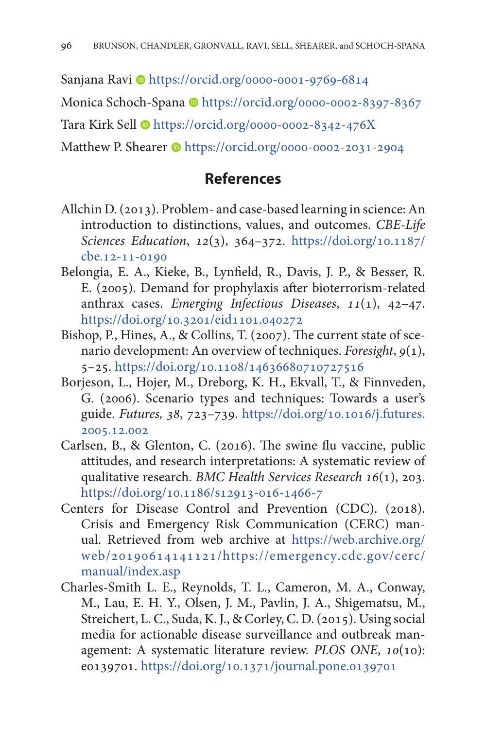Sanjana Ravi https://orcid.org/0000-0001-9769-6814

Monica Schoch-Spana https://orcid.org/0000-0002-8397-8367

Tara Kirk Sell https://orcid.org/0000-0002-8342-476X

Matthew P. Shearer https://orcid.org/0000-0002-2031-2904

## References

Allchin D. (2013). Problem- and case-based learning in science: An introduction to distinctions, values, and outcomes. *CBE-Life Sciences Education*, *12*(3), 364–372. https://doi.org/10.1187/cbe.12-11-0190

Belongia, E. A., Kieke, B., Lynfield, R., Davis, J. P., & Besser, R. E. (2005). Demand for prophylaxis after bioterrorism-related anthrax cases. *Emerging Infectious Diseases*, *11*(1), 42–47. https://doi.org/10.3201/eid1101.040272

Bishop, P., Hines, A., & Collins, T. (2007). The current state of scenario development: An overview of techniques. *Foresight*, *9*(1), 5–25. https://doi.org/10.1108/14636680710727516

Borjeson, L., Hojer, M., Dreborg, K. H., Ekvall, T., & Finnveden, G. (2006). Scenario types and techniques: Towards a user's guide. *Futures, 38*, 723–739. https://doi.org/10.1016/j.futures.2005.12.002

Carlsen, B., & Glenton, C. (2016). The swine flu vaccine, public attitudes, and research interpretations: A systematic review of qualitative research. *BMC Health Services Research 16*(1), 203. https://doi.org/10.1186/s12913-016-1466-7

Centers for Disease Control and Prevention (CDC). (2018). Crisis and Emergency Risk Communication (CERC) manual. Retrieved from web archive at https://web.archive.org/web/20190614141121/https://emergency.cdc.gov/cerc/manual/index.asp

Charles-Smith L. E., Reynolds, T. L., Cameron, M. A., Conway, M., Lau, E. H. Y., Olsen, J. M., Pavlin, J. A., Shigematsu, M., Streichert, L. C., Suda, K. J., & Corley, C. D. (2015). Using social media for actionable disease surveillance and outbreak management: A systematic literature review. *PLOS ONE*, *10*(10): e0139701. https://doi.org/10.1371/journal.pone.0139701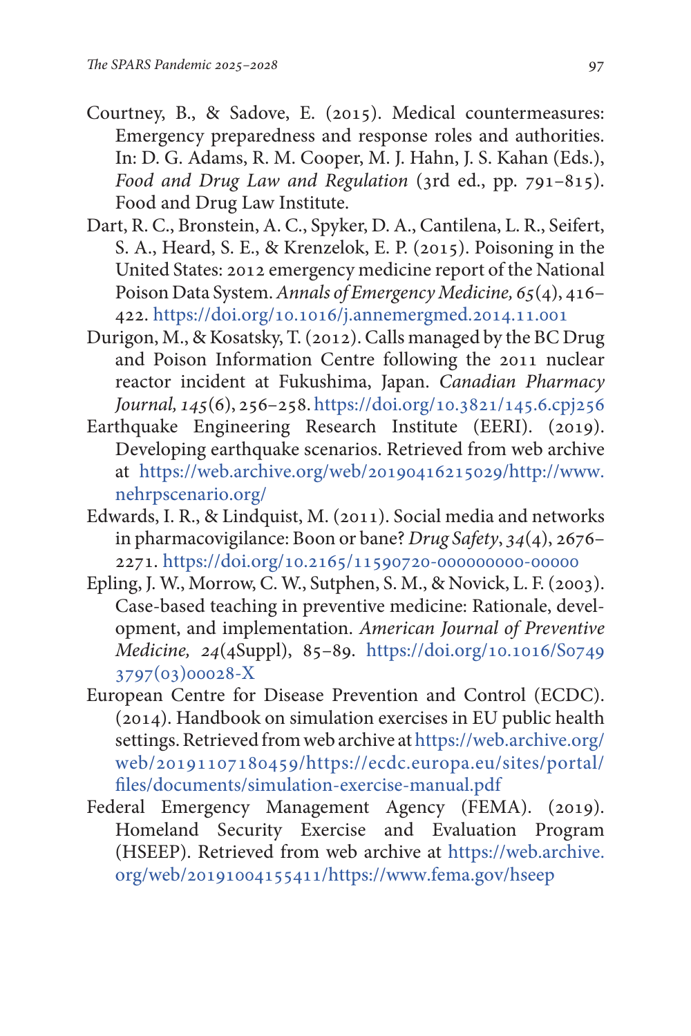Courtney, B., & Sadove, E. (2015). Medical countermeasures: Emergency preparedness and response roles and authorities. In: D. G. Adams, R. M. Cooper, M. J. Hahn, J. S. Kahan (Eds.), *Food and Drug Law and Regulation* (3rd ed., pp. 791–815). Food and Drug Law Institute.

Dart, R. C., Bronstein, A. C., Spyker, D. A., Cantilena, L. R., Seifert, S. A., Heard, S. E., & Krenzelok, E. P. (2015). Poisoning in the United States: 2012 emergency medicine report of the National Poison Data System. *Annals of Emergency Medicine, 65*(4), 416–422. https://doi.org/10.1016/j.annemergmed.2014.11.001

Durigon, M., & Kosatsky, T. (2012). Calls managed by the BC Drug and Poison Information Centre following the 2011 nuclear reactor incident at Fukushima, Japan. *Canadian Pharmacy Journal, 145*(6), 256–258. https://doi.org/10.3821/145.6.cpj256

Earthquake Engineering Research Institute (EERI). (2019). Developing earthquake scenarios. Retrieved from web archive at https://web.archive.org/web/20190416215029/http://www.nehrpscenario.org/

Edwards, I. R., & Lindquist, M. (2011). Social media and networks in pharmacovigilance: Boon or bane? *Drug Safety*, *34*(4), 2676–2271. https://doi.org/10.2165/11590720-000000000-00000

Epling, J. W., Morrow, C. W., Sutphen, S. M., & Novick, L. F. (2003). Case-based teaching in preventive medicine: Rationale, development, and implementation. *American Journal of Preventive Medicine, 24*(4Suppl), 85–89. https://doi.org/10.1016/S0749 3797(03)00028-X

European Centre for Disease Prevention and Control (ECDC). (2014). Handbook on simulation exercises in EU public health settings. Retrieved from web archive at https://web.archive.org/web/20191107180459/https://ecdc.europa.eu/sites/portal/files/documents/simulation-exercise-manual.pdf

Federal Emergency Management Agency (FEMA). (2019). Homeland Security Exercise and Evaluation Program (HSEEP). Retrieved from web archive at https://web.archive.org/web/20191004155411/https://www.fema.gov/hseep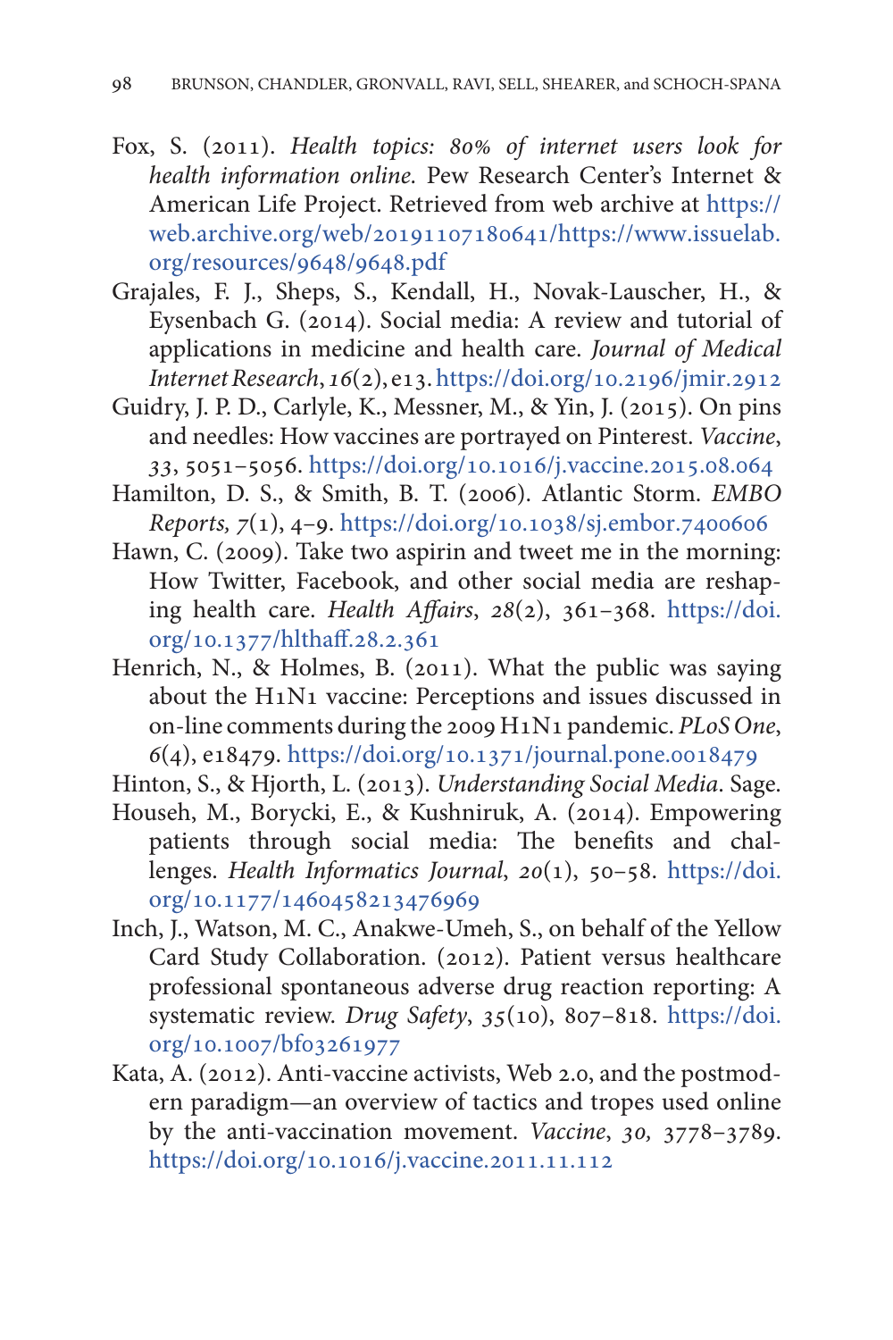Fox, S. (2011). *Health topics: 80% of internet users look for health information online*. Pew Research Center's Internet & American Life Project. Retrieved from web archive at https://web.archive.org/web/20191107180641/https://www.issuelab.org/resources/9648/9648.pdf

Grajales, F. J., Sheps, S., Kendall, H., Novak-Lauscher, H., & Eysenbach G. (2014). Social media: A review and tutorial of applications in medicine and health care. *Journal of Medical Internet Research*, *16*(2), e13. https://doi.org/10.2196/jmir.2912

Guidry, J. P. D., Carlyle, K., Messner, M., & Yin, J. (2015). On pins and needles: How vaccines are portrayed on Pinterest. *Vaccine*, *33*, 5051–5056. https://doi.org/10.1016/j.vaccine.2015.08.064

Hamilton, D. S., & Smith, B. T. (2006). Atlantic Storm. *EMBO Reports, 7*(1), 4–9. https://doi.org/10.1038/sj.embor.7400606

Hawn, C. (2009). Take two aspirin and tweet me in the morning: How Twitter, Facebook, and other social media are reshaping health care. *Health Affairs*, *28*(2), 361–368. https://doi.org/10.1377/hlthaff.28.2.361

Henrich, N., & Holmes, B. (2011). What the public was saying about the H1N1 vaccine: Perceptions and issues discussed in on-line comments during the 2009 H1N1 pandemic. *PLoS One*, *6*(4), e18479. https://doi.org/10.1371/journal.pone.0018479

Hinton, S., & Hjorth, L. (2013). *Understanding Social Media*. Sage.

Househ, M., Borycki, E., & Kushniruk, A. (2014). Empowering patients through social media: The benefits and challenges. *Health Informatics Journal*, *20*(1), 50–58. https://doi.org/10.1177/1460458213476969

Inch, J., Watson, M. C., Anakwe-Umeh, S., on behalf of the Yellow Card Study Collaboration. (2012). Patient versus healthcare professional spontaneous adverse drug reaction reporting: A systematic review. *Drug Safety*, *35*(10), 807–818. https://doi.org/10.1007/bf03261977

Kata, A. (2012). Anti-vaccine activists, Web 2.0, and the postmodern paradigm—an overview of tactics and tropes used online by the anti-vaccination movement. *Vaccine*, *30,* 3778–3789. https://doi.org/10.1016/j.vaccine.2011.11.112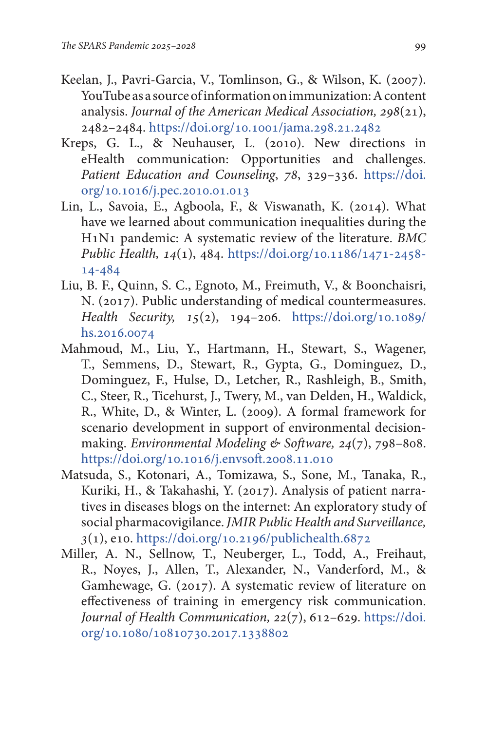Keelan, J., Pavri-Garcia, V., Tomlinson, G., & Wilson, K. (2007). YouTube as a source of information on immunization: A content analysis. *Journal of the American Medical Association, 298*(21), 2482–2484. https://doi.org/10.1001/jama.298.21.2482

Kreps, G. L., & Neuhauser, L. (2010). New directions in eHealth communication: Opportunities and challenges. *Patient Education and Counseling*, *78*, 329–336. https://doi.org/10.1016/j.pec.2010.01.013

Lin, L., Savoia, E., Agboola, F., & Viswanath, K. (2014). What have we learned about communication inequalities during the H1N1 pandemic: A systematic review of the literature. *BMC Public Health, 14*(1), 484. https://doi.org/10.1186/1471-2458-14-484

Liu, B. F., Quinn, S. C., Egnoto, M., Freimuth, V., & Boonchaisri, N. (2017). Public understanding of medical countermeasures. *Health Security, 15*(2), 194–206. https://doi.org/10.1089/hs.2016.0074

Mahmoud, M., Liu, Y., Hartmann, H., Stewart, S., Wagener, T., Semmens, D., Stewart, R., Gypta, G., Dominguez, D., Dominguez, F., Hulse, D., Letcher, R., Rashleigh, B., Smith, C., Steer, R., Ticehurst, J., Twery, M., van Delden, H., Waldick, R., White, D., & Winter, L. (2009). A formal framework for scenario development in support of environmental decision-making. *Environmental Modeling & Software, 24*(7), 798–808. https://doi.org/10.1016/j.envsoft.2008.11.010

Matsuda, S., Kotonari, A., Tomizawa, S., Sone, M., Tanaka, R., Kuriki, H., & Takahashi, Y. (2017). Analysis of patient narratives in diseases blogs on the internet: An exploratory study of social pharmacovigilance. *JMIR Public Health and Surveillance, 3*(1), e10. https://doi.org/10.2196/publichealth.6872

Miller, A. N., Sellnow, T., Neuberger, L., Todd, A., Freihaut, R., Noyes, J., Allen, T., Alexander, N., Vanderford, M., & Gamhewage, G. (2017). A systematic review of literature on effectiveness of training in emergency risk communication. *Journal of Health Communication, 22*(7), 612–629. https://doi.org/10.1080/10810730.2017.1338802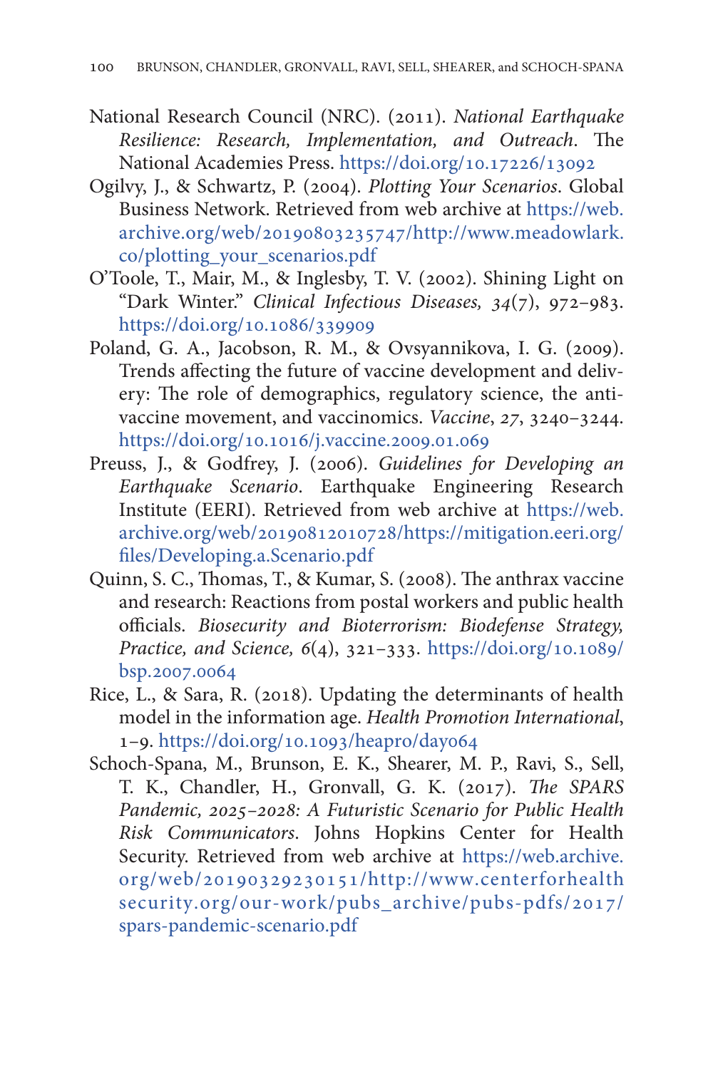National Research Council (NRC). (2011). *National Earthquake Resilience: Research, Implementation, and Outreach*. The National Academies Press. https://doi.org/10.17226/13092

Ogilvy, J., & Schwartz, P. (2004). *Plotting Your Scenarios*. Global Business Network. Retrieved from web archive at https://web.archive.org/web/20190803235747/http://www.meadowlark.co/plotting_your_scenarios.pdf

O'Toole, T., Mair, M., & Inglesby, T. V. (2002). Shining Light on "Dark Winter." *Clinical Infectious Diseases, 34*(7), 972–983. https://doi.org/10.1086/339909

Poland, G. A., Jacobson, R. M., & Ovsyannikova, I. G. (2009). Trends affecting the future of vaccine development and delivery: The role of demographics, regulatory science, the anti-vaccine movement, and vaccinomics. *Vaccine*, *27*, 3240–3244. https://doi.org/10.1016/j.vaccine.2009.01.069

Preuss, J., & Godfrey, J. (2006). *Guidelines for Developing an Earthquake Scenario*. Earthquake Engineering Research Institute (EERI). Retrieved from web archive at https://web.archive.org/web/20190812010728/https://mitigation.eeri.org/files/Developing.a.Scenario.pdf

Quinn, S. C., Thomas, T., & Kumar, S. (2008). The anthrax vaccine and research: Reactions from postal workers and public health officials. *Biosecurity and Bioterrorism: Biodefense Strategy, Practice, and Science, 6*(4), 321–333. https://doi.org/10.1089/bsp.2007.0064

Rice, L., & Sara, R. (2018). Updating the determinants of health model in the information age. *Health Promotion International*, 1–9. https://doi.org/10.1093/heapro/day064

Schoch-Spana, M., Brunson, E. K., Shearer, M. P., Ravi, S., Sell, T. K., Chandler, H., Gronvall, G. K. (2017). *The SPARS Pandemic, 2025–2028: A Futuristic Scenario for Public Health Risk Communicators*. Johns Hopkins Center for Health Security. Retrieved from web archive at https://web.archive.org/web/20190329230151/http://www.centerforhealthsecurity.org/our-work/pubs_archive/pubs-pdfs/2017/spars-pandemic-scenario.pdf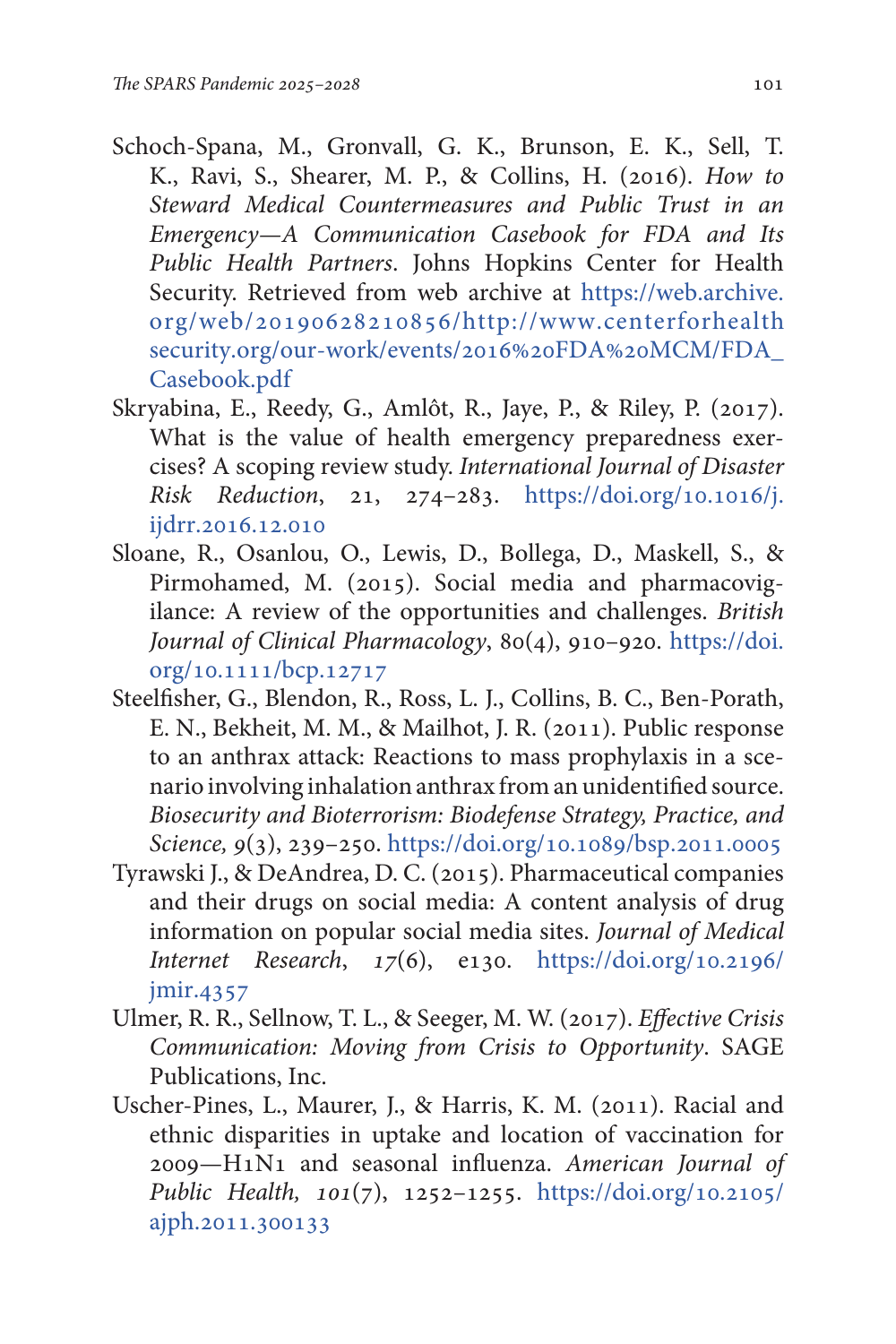Schoch-Spana, M., Gronvall, G. K., Brunson, E. K., Sell, T. K., Ravi, S., Shearer, M. P., & Collins, H. (2016). *How to Steward Medical Countermeasures and Public Trust in an Emergency—A Communication Casebook for FDA and Its Public Health Partners*. Johns Hopkins Center for Health Security. Retrieved from web archive at https://web.archive.org/web/20190628210856/http://www.centerforhealthsecurity.org/our-work/events/2016%20FDA%20MCM/FDA_Casebook.pdf

Skryabina, E., Reedy, G., Amlôt, R., Jaye, P., & Riley, P. (2017). What is the value of health emergency preparedness exercises? A scoping review study. *International Journal of Disaster Risk Reduction*, 21, 274–283. https://doi.org/10.1016/j.ijdrr.2016.12.010

Sloane, R., Osanlou, O., Lewis, D., Bollega, D., Maskell, S., & Pirmohamed, M. (2015). Social media and pharmacovigilance: A review of the opportunities and challenges. *British Journal of Clinical Pharmacology*, 80(4), 910–920. https://doi.org/10.1111/bcp.12717

Steelfisher, G., Blendon, R., Ross, L. J., Collins, B. C., Ben-Porath, E. N., Bekheit, M. M., & Mailhot, J. R. (2011). Public response to an anthrax attack: Reactions to mass prophylaxis in a scenario involving inhalation anthrax from an unidentified source. *Biosecurity and Bioterrorism: Biodefense Strategy, Practice, and Science, 9*(3), 239–250. https://doi.org/10.1089/bsp.2011.0005

Tyrawski J., & DeAndrea, D. C. (2015). Pharmaceutical companies and their drugs on social media: A content analysis of drug information on popular social media sites. *Journal of Medical Internet Research*, *17*(6), e130. https://doi.org/10.2196/jmir.4357

Ulmer, R. R., Sellnow, T. L., & Seeger, M. W. (2017). *Effective Crisis Communication: Moving from Crisis to Opportunity*. SAGE Publications, Inc.

Uscher-Pines, L., Maurer, J., & Harris, K. M. (2011). Racial and ethnic disparities in uptake and location of vaccination for 2009—H1N1 and seasonal influenza. *American Journal of Public Health, 101*(7), 1252–1255. https://doi.org/10.2105/ajph.2011.300133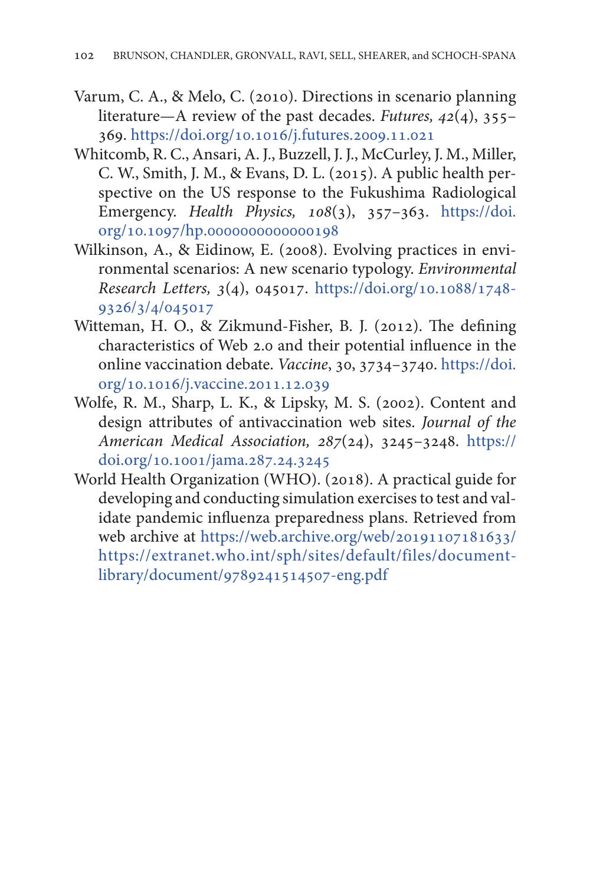Varum, C. A., & Melo, C. (2010). Directions in scenario planning literature—A review of the past decades. *Futures, 42*(4), 355–369. https://doi.org/10.1016/j.futures.2009.11.021

Whitcomb, R. C., Ansari, A. J., Buzzell, J. J., McCurley, J. M., Miller, C. W., Smith, J. M., & Evans, D. L. (2015). A public health perspective on the US response to the Fukushima Radiological Emergency. *Health Physics, 108*(3), 357–363. https://doi.org/10.1097/hp.0000000000000198

Wilkinson, A., & Eidinow, E. (2008). Evolving practices in environmental scenarios: A new scenario typology. *Environmental Research Letters, 3*(4), 045017. https://doi.org/10.1088/1748-9326/3/4/045017

Witteman, H. O., & Zikmund-Fisher, B. J. (2012). The defining characteristics of Web 2.0 and their potential influence in the online vaccination debate. *Vaccine*, 30, 3734–3740. https://doi.org/10.1016/j.vaccine.2011.12.039

Wolfe, R. M., Sharp, L. K., & Lipsky, M. S. (2002). Content and design attributes of antivaccination web sites. *Journal of the American Medical Association, 287*(24), 3245–3248. https://doi.org/10.1001/jama.287.24.3245

World Health Organization (WHO). (2018). A practical guide for developing and conducting simulation exercises to test and validate pandemic influenza preparedness plans. Retrieved from web archive at https://web.archive.org/web/20191107181633/https://extranet.who.int/sph/sites/default/files/document-library/document/9789241514507-eng.pdf